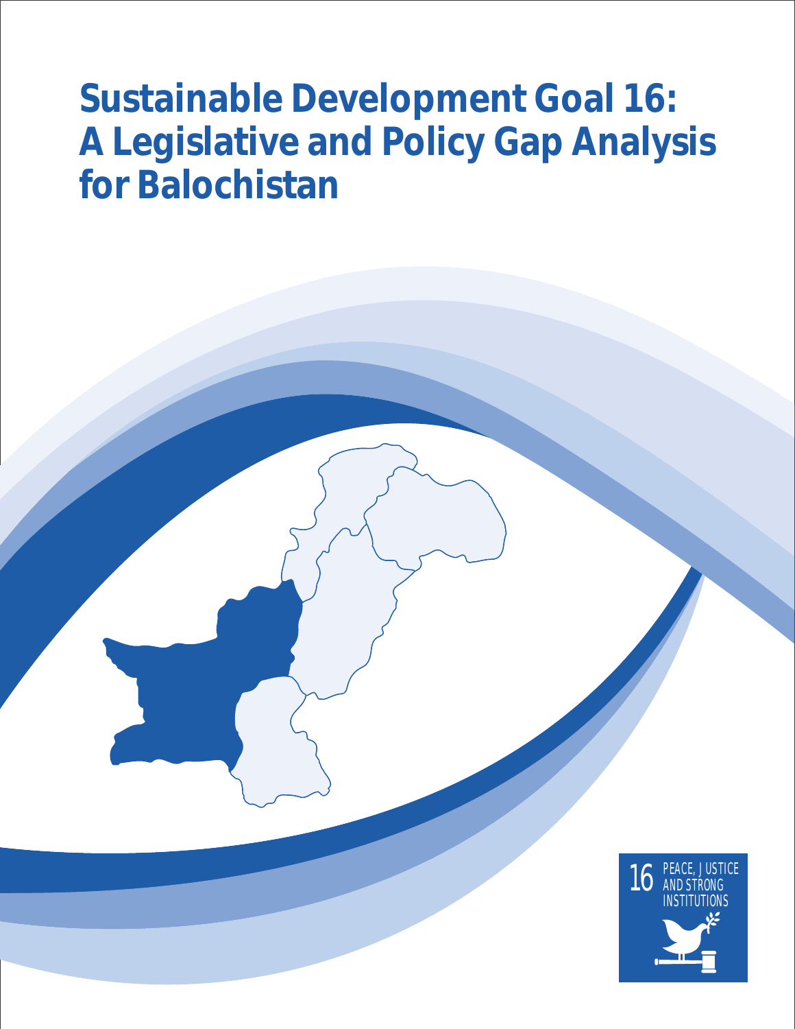# Sustainable Development Goal 16: A Legislative and Policy Gap Analysis for Balochistan

16 PEACE, JUSTICE AND STRONG INSTITUTIONS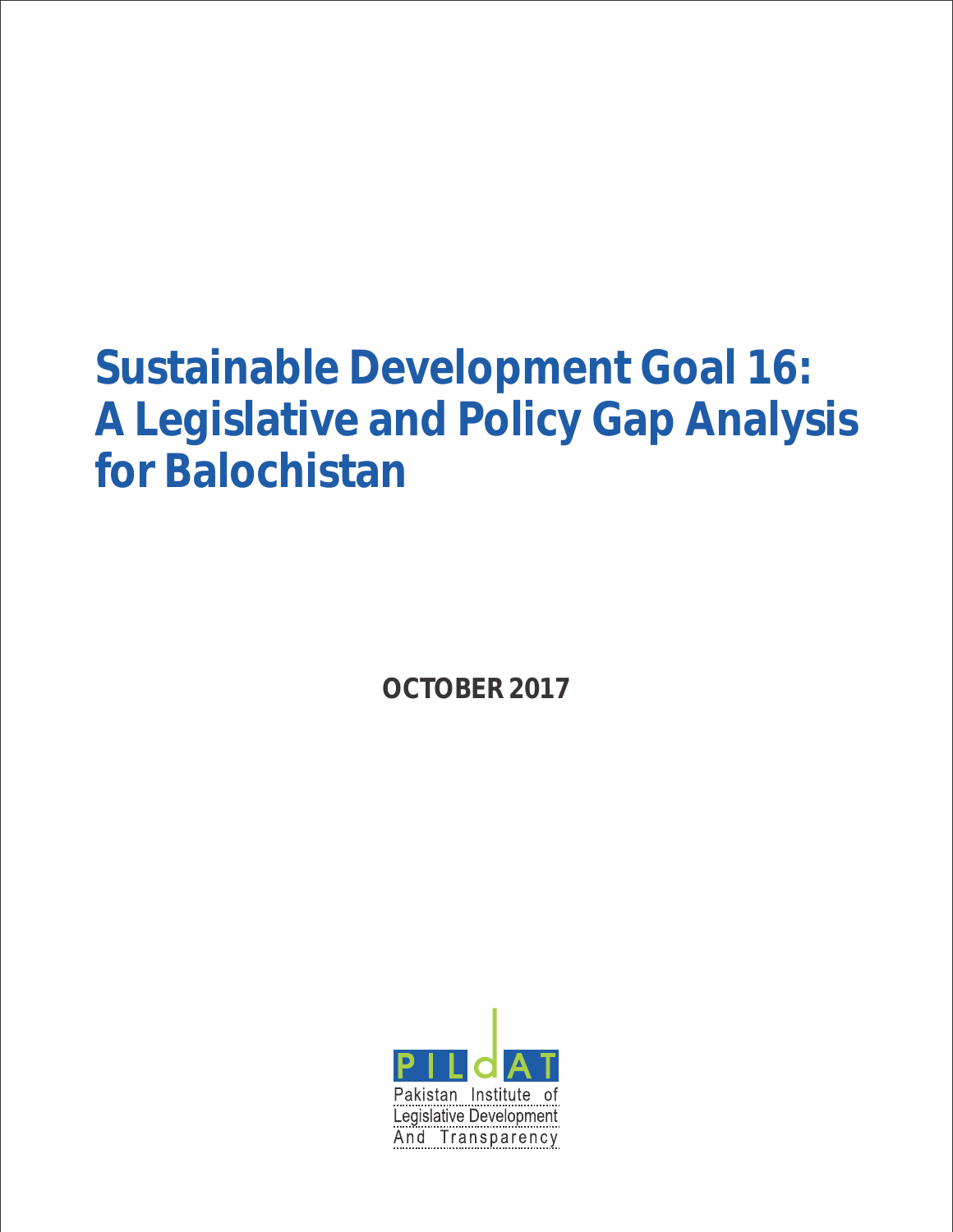# Sustainable Development Goal 16: A Legislative and Policy Gap Analysis for Balochistan

**OCTOBER 2017**

PILDAT

Pakistan Institute of Legislative Development And Transparency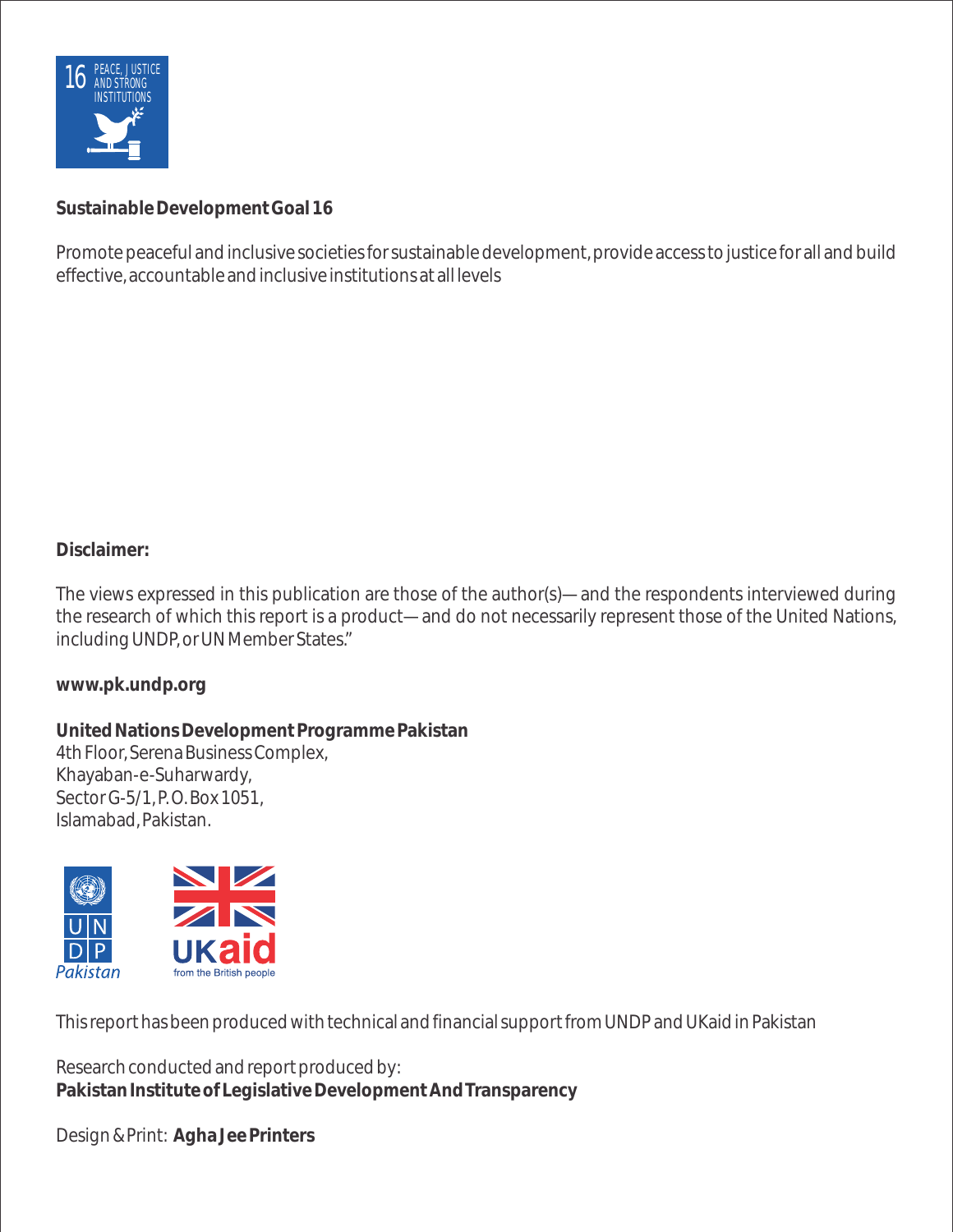**Sustainable Development Goal 16**

Promote peaceful and inclusive societies for sustainable development, provide access to justice for all and build effective, accountable and inclusive institutions at all levels

**Disclaimer:**

The views expressed in this publication are those of the author(s)—and the respondents interviewed during the research of which this report is a product—and do not necessarily represent those of the United Nations, including UNDP, or UN Member States."

**www.pk.undp.org**

**United Nations Development Programme Pakistan**
4th Floor, Serena Business Complex,
Khayaban-e-Suharwardy,
Sector G-5/1, P.O. Box 1051,
Islamabad, Pakistan.

This report has been produced with technical and financial support from UNDP and UKaid in Pakistan

Research conducted and report produced by:
**Pakistan Institute of Legislative Development And Transparency**

Design & Print: **Agha Jee Printers**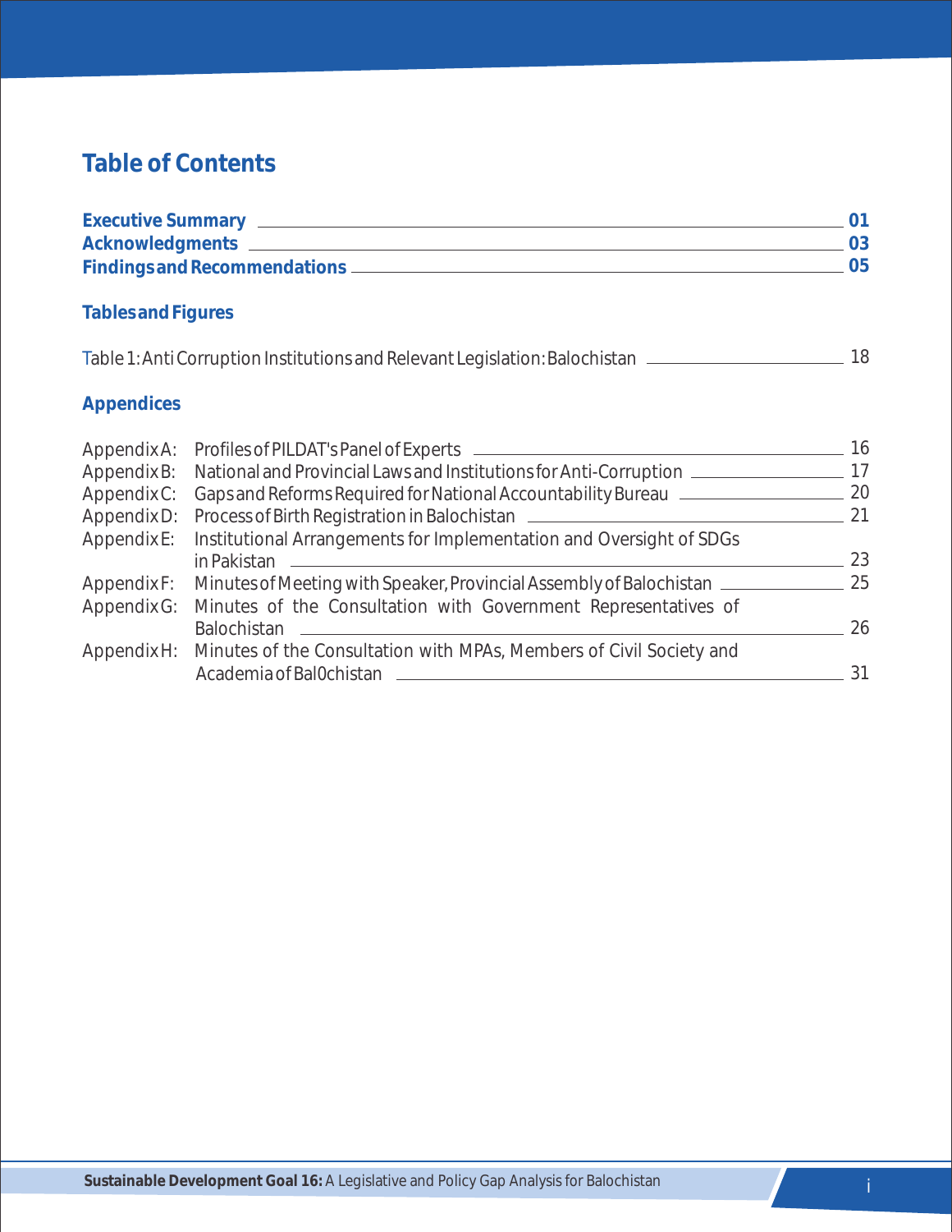# Table of Contents

**Executive Summary** 01
**Acknowledgments** 03
**Findings and Recommendations** 05

## Tables and Figures

Table 1: Anti Corruption Institutions and Relevant Legislation: Balochistan 18

## Appendices

| | | |
|---|---|---|
| Appendix A: | Profiles of PILDAT's Panel of Experts | 16 |
| Appendix B: | National and Provincial Laws and Institutions for Anti-Corruption | 17 |
| Appendix C: | Gaps and Reforms Required for National Accountability Bureau | 20 |
| Appendix D: | Process of Birth Registration in Balochistan | 21 |
| Appendix E: | Institutional Arrangements for Implementation and Oversight of SDGs in Pakistan | 23 |
| Appendix F: | Minutes of Meeting with Speaker, Provincial Assembly of Balochistan | 25 |
| Appendix G: | Minutes of the Consultation with Government Representatives of Balochistan | 26 |
| Appendix H: | Minutes of the Consultation with MPAs, Members of Civil Society and Academia of Bal0chistan | 31 |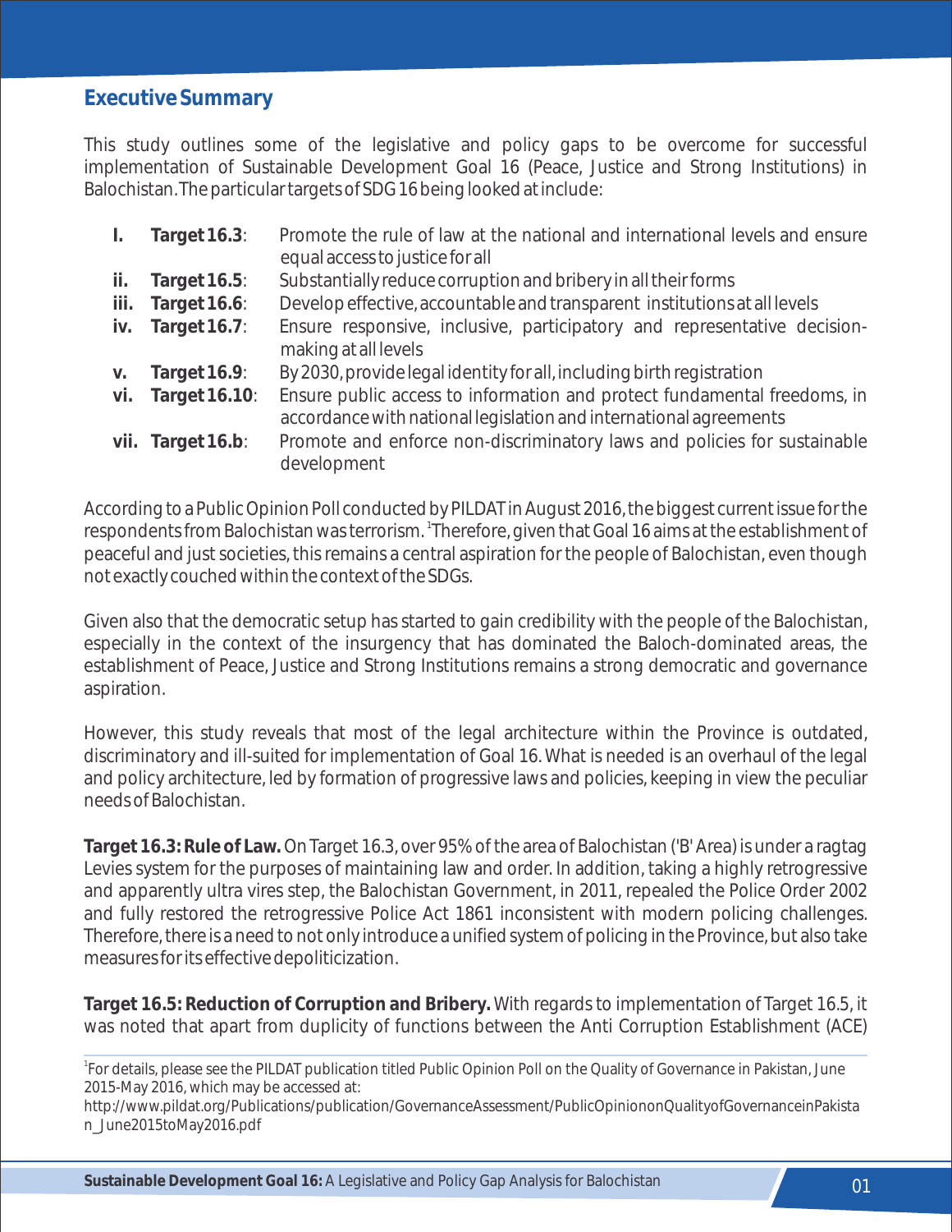## Executive Summary

This study outlines some of the legislative and policy gaps to be overcome for successful implementation of Sustainable Development Goal 16 (Peace, Justice and Strong Institutions) in Balochistan. The particular targets of SDG 16 being looked at include:

- **I. Target 16.3**: Promote the rule of law at the national and international levels and ensure equal access to justice for all
- **ii. Target 16.5**: Substantially reduce corruption and bribery in all their forms
- **iii. Target 16.6**: Develop effective, accountable and transparent institutions at all levels
- **iv. Target 16.7**: Ensure responsive, inclusive, participatory and representative decision-making at all levels
- **v. Target 16.9**: By 2030, provide legal identity for all, including birth registration
- **vi. Target 16.10**: Ensure public access to information and protect fundamental freedoms, in accordance with national legislation and international agreements
- **vii. Target 16.b**: Promote and enforce non-discriminatory laws and policies for sustainable development

According to a Public Opinion Poll conducted by PILDAT in August 2016, the biggest current issue for the respondents from Balochistan was terrorism.[1] Therefore, given that Goal 16 aims at the establishment of peaceful and just societies, this remains a central aspiration for the people of Balochistan, even though not exactly couched within the context of the SDGs.

Given also that the democratic setup has started to gain credibility with the people of the Balochistan, especially in the context of the insurgency that has dominated the Baloch-dominated areas, the establishment of Peace, Justice and Strong Institutions remains a strong democratic and governance aspiration.

However, this study reveals that most of the legal architecture within the Province is outdated, discriminatory and ill-suited for implementation of Goal 16. What is needed is an overhaul of the legal and policy architecture, led by formation of progressive laws and policies, keeping in view the peculiar needs of Balochistan.

**Target 16.3: Rule of Law.** On Target 16.3, over 95% of the area of Balochistan ('B' Area) is under a ragtag Levies system for the purposes of maintaining law and order. In addition, taking a highly retrogressive and apparently ultra vires step, the Balochistan Government, in 2011, repealed the Police Order 2002 and fully restored the retrogressive Police Act 1861 inconsistent with modern policing challenges. Therefore, there is a need to not only introduce a unified system of policing in the Province, but also take measures for its effective depoliticization.

**Target 16.5: Reduction of Corruption and Bribery.** With regards to implementation of Target 16.5, it was noted that apart from duplicity of functions between the Anti Corruption Establishment (ACE)

---

[1] For details, please see the PILDAT publication titled Public Opinion Poll on the Quality of Governance in Pakistan, June 2015-May 2016, which may be accessed at: http://www.pildat.org/Publications/publication/GovernanceAssessment/PublicOpiniononQualityofGovernanceinPakistan_June2015toMay2016.pdf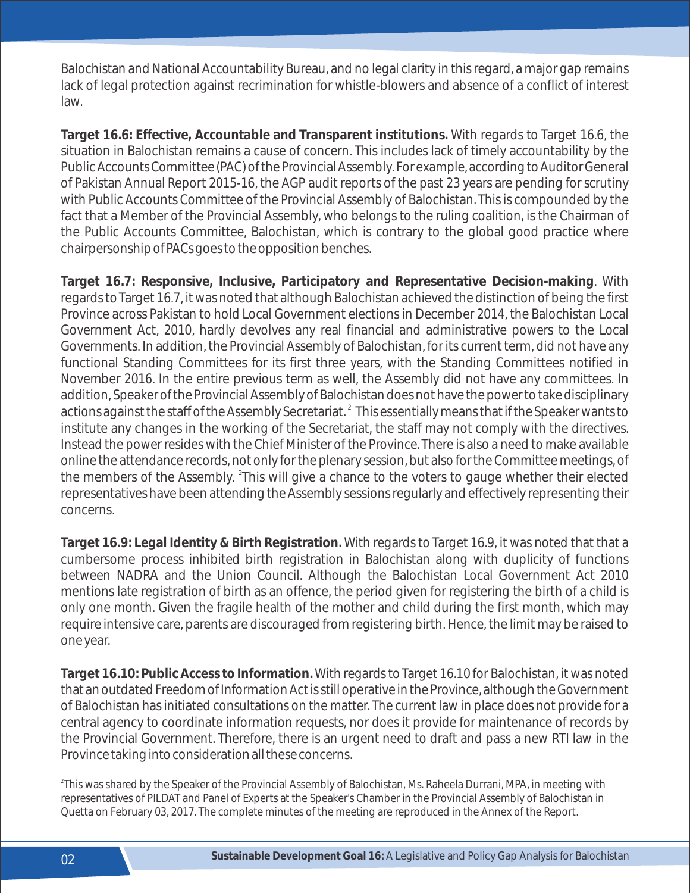Balochistan and National Accountability Bureau, and no legal clarity in this regard, a major gap remains lack of legal protection against recrimination for whistle-blowers and absence of a conflict of interest law.

**Target 16.6: Effective, Accountable and Transparent institutions.** With regards to Target 16.6, the situation in Balochistan remains a cause of concern. This includes lack of timely accountability by the Public Accounts Committee (PAC) of the Provincial Assembly. For example, according to Auditor General of Pakistan Annual Report 2015-16, the AGP audit reports of the past 23 years are pending for scrutiny with Public Accounts Committee of the Provincial Assembly of Balochistan. This is compounded by the fact that a Member of the Provincial Assembly, who belongs to the ruling coalition, is the Chairman of the Public Accounts Committee, Balochistan, which is contrary to the global good practice where chairpersonship of PACs goes to the opposition benches.

**Target 16.7: Responsive, Inclusive, Participatory and Representative Decision-making**. With regards to Target 16.7, it was noted that although Balochistan achieved the distinction of being the first Province across Pakistan to hold Local Government elections in December 2014, the Balochistan Local Government Act, 2010, hardly devolves any real financial and administrative powers to the Local Governments. In addition, the Provincial Assembly of Balochistan, for its current term, did not have any functional Standing Committees for its first three years, with the Standing Committees notified in November 2016. In the entire previous term as well, the Assembly did not have any committees. In addition, Speaker of the Provincial Assembly of Balochistan does not have the power to take disciplinary actions against the staff of the Assembly Secretariat.[2] This essentially means that if the Speaker wants to institute any changes in the working of the Secretariat, the staff may not comply with the directives. Instead the power resides with the Chief Minister of the Province. There is also a need to make available online the attendance records, not only for the plenary session, but also for the Committee meetings, of the members of the Assembly. [2]This will give a chance to the voters to gauge whether their elected representatives have been attending the Assembly sessions regularly and effectively representing their concerns.

**Target 16.9: Legal Identity & Birth Registration.** With regards to Target 16.9, it was noted that that a cumbersome process inhibited birth registration in Balochistan along with duplicity of functions between NADRA and the Union Council. Although the Balochistan Local Government Act 2010 mentions late registration of birth as an offence, the period given for registering the birth of a child is only one month. Given the fragile health of the mother and child during the first month, which may require intensive care, parents are discouraged from registering birth. Hence, the limit may be raised to one year.

**Target 16.10: Public Access to Information.** With regards to Target 16.10 for Balochistan, it was noted that an outdated Freedom of Information Act is still operative in the Province, although the Government of Balochistan has initiated consultations on the matter. The current law in place does not provide for a central agency to coordinate information requests, nor does it provide for maintenance of records by the Provincial Government. Therefore, there is an urgent need to draft and pass a new RTI law in the Province taking into consideration all these concerns.

[2]This was shared by the Speaker of the Provincial Assembly of Balochistan, Ms. Raheela Durrani, MPA, in meeting with representatives of PILDAT and Panel of Experts at the Speaker's Chamber in the Provincial Assembly of Balochistan in Quetta on February 03, 2017. The complete minutes of the meeting are reproduced in the Annex of the Report.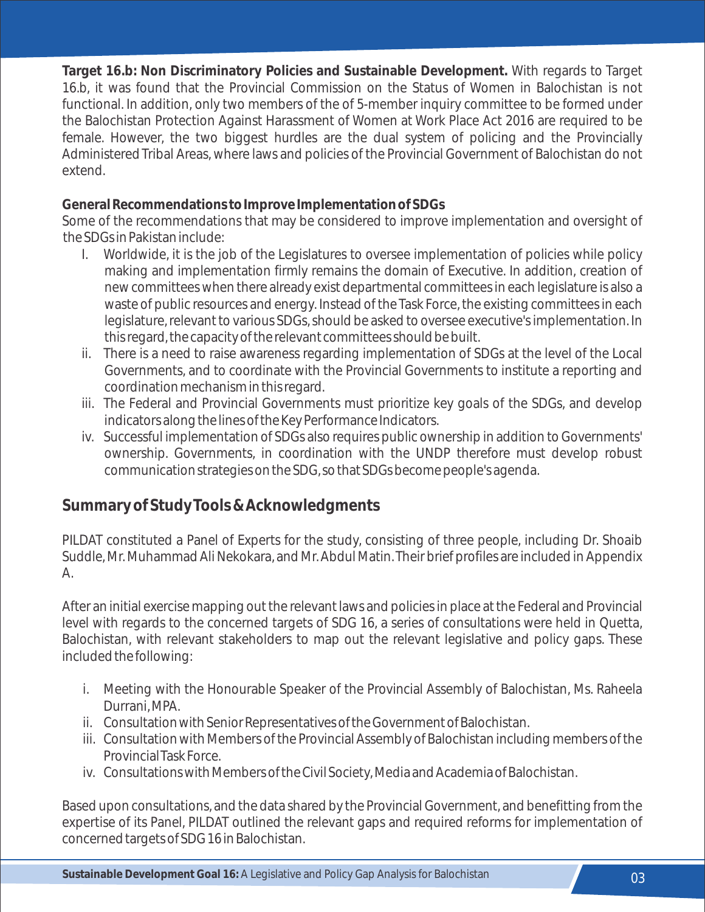**Target 16.b: Non Discriminatory Policies and Sustainable Development.** With regards to Target 16.b, it was found that the Provincial Commission on the Status of Women in Balochistan is not functional. In addition, only two members of the of 5-member inquiry committee to be formed under the Balochistan Protection Against Harassment of Women at Work Place Act 2016 are required to be female. However, the two biggest hurdles are the dual system of policing and the Provincially Administered Tribal Areas, where laws and policies of the Provincial Government of Balochistan do not extend.

**General Recommendations to Improve Implementation of SDGs**

Some of the recommendations that may be considered to improve implementation and oversight of the SDGs in Pakistan include:

- I. Worldwide, it is the job of the Legislatures to oversee implementation of policies while policy making and implementation firmly remains the domain of Executive. In addition, creation of new committees when there already exist departmental committees in each legislature is also a waste of public resources and energy. Instead of the Task Force, the existing committees in each legislature, relevant to various SDGs, should be asked to oversee executive's implementation. In this regard, the capacity of the relevant committees should be built.
- ii. There is a need to raise awareness regarding implementation of SDGs at the level of the Local Governments, and to coordinate with the Provincial Governments to institute a reporting and coordination mechanism in this regard.
- iii. The Federal and Provincial Governments must prioritize key goals of the SDGs, and develop indicators along the lines of the Key Performance Indicators.
- iv. Successful implementation of SDGs also requires public ownership in addition to Governments' ownership. Governments, in coordination with the UNDP therefore must develop robust communication strategies on the SDG, so that SDGs become people's agenda.

## Summary of Study Tools & Acknowledgments

PILDAT constituted a Panel of Experts for the study, consisting of three people, including Dr. Shoaib Suddle, Mr. Muhammad Ali Nekokara, and Mr. Abdul Matin. Their brief profiles are included in Appendix A.

After an initial exercise mapping out the relevant laws and policies in place at the Federal and Provincial level with regards to the concerned targets of SDG 16, a series of consultations were held in Quetta, Balochistan, with relevant stakeholders to map out the relevant legislative and policy gaps. These included the following:

- i. Meeting with the Honourable Speaker of the Provincial Assembly of Balochistan, Ms. Raheela Durrani, MPA.
- ii. Consultation with Senior Representatives of the Government of Balochistan.
- iii. Consultation with Members of the Provincial Assembly of Balochistan including members of the Provincial Task Force.
- iv. Consultations with Members of the Civil Society, Media and Academia of Balochistan.

Based upon consultations, and the data shared by the Provincial Government, and benefitting from the expertise of its Panel, PILDAT outlined the relevant gaps and required reforms for implementation of concerned targets of SDG 16 in Balochistan.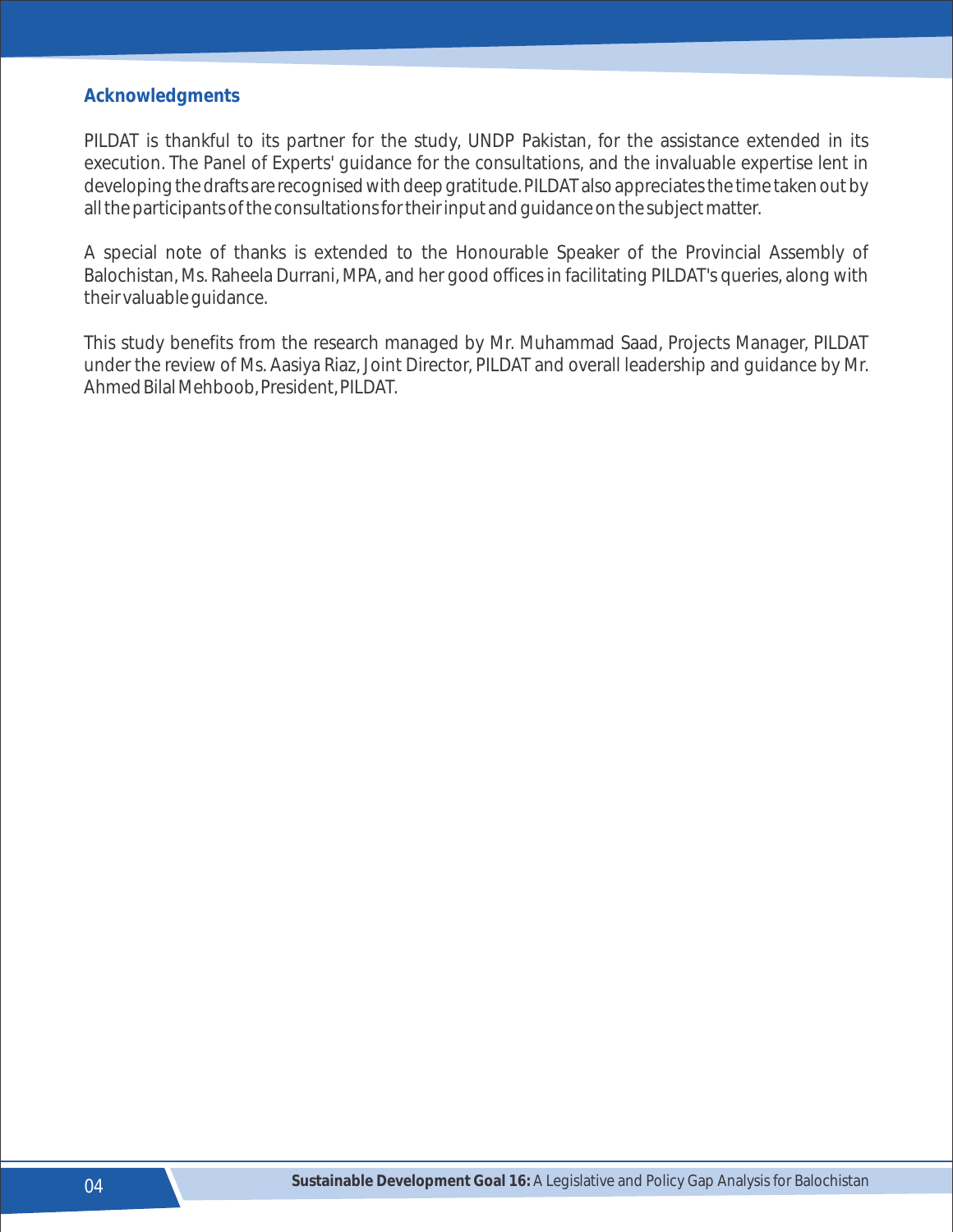## Acknowledgments

PILDAT is thankful to its partner for the study, UNDP Pakistan, for the assistance extended in its execution. The Panel of Experts' guidance for the consultations, and the invaluable expertise lent in developing the drafts are recognised with deep gratitude. PILDAT also appreciates the time taken out by all the participants of the consultations for their input and guidance on the subject matter.

A special note of thanks is extended to the Honourable Speaker of the Provincial Assembly of Balochistan, Ms. Raheela Durrani, MPA, and her good offices in facilitating PILDAT's queries, along with their valuable guidance.

This study benefits from the research managed by Mr. Muhammad Saad, Projects Manager, PILDAT under the review of Ms. Aasiya Riaz, Joint Director, PILDAT and overall leadership and guidance by Mr. Ahmed Bilal Mehboob, President, PILDAT.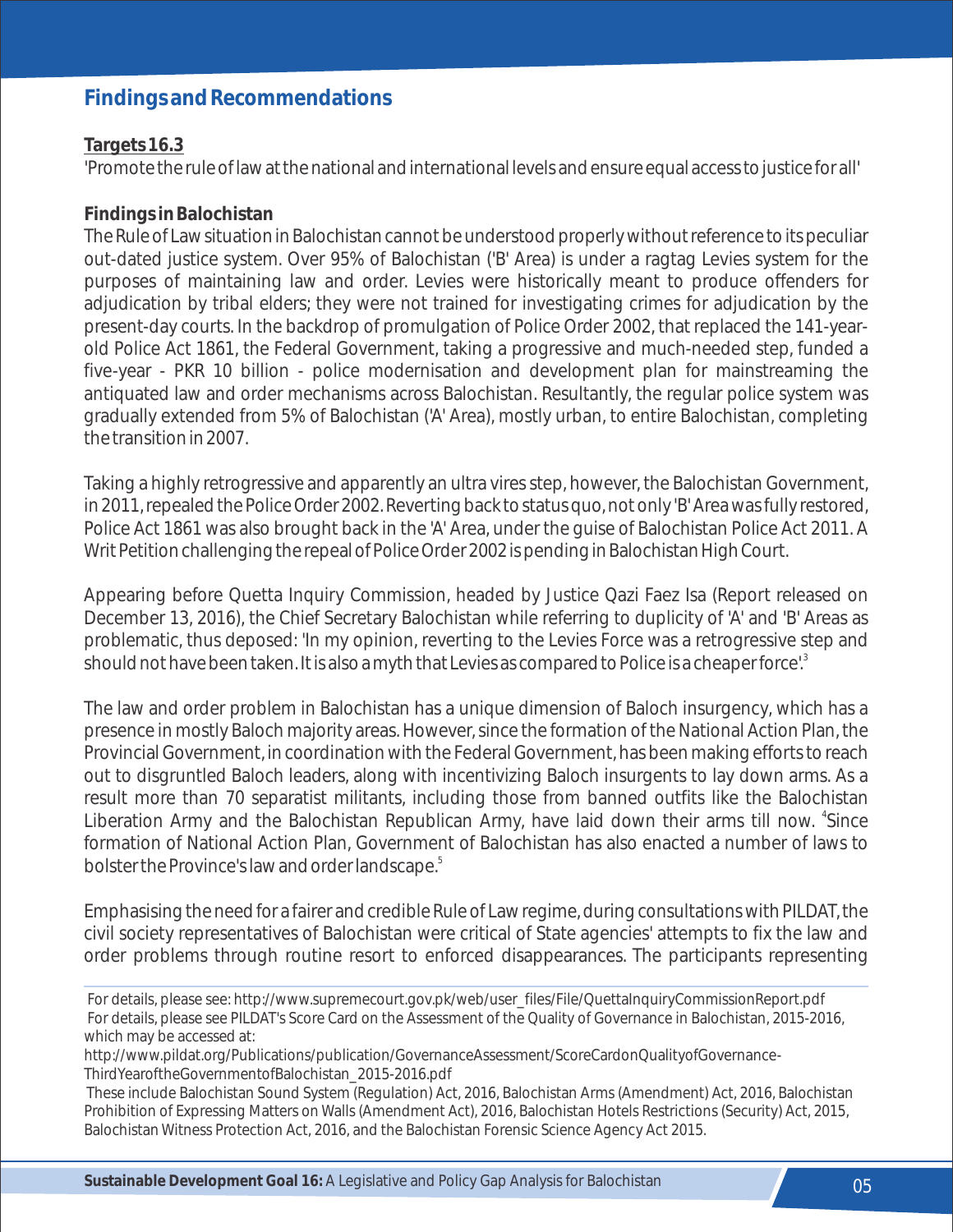## Findings and Recommendations

**Targets 16.3**

'Promote the rule of law at the national and international levels and ensure equal access to justice for all'

**Findings in Balochistan**

The Rule of Law situation in Balochistan cannot be understood properly without reference to its peculiar out-dated justice system. Over 95% of Balochistan ('B' Area) is under a ragtag Levies system for the purposes of maintaining law and order. Levies were historically meant to produce offenders for adjudication by tribal elders; they were not trained for investigating crimes for adjudication by the present-day courts. In the backdrop of promulgation of Police Order 2002, that replaced the 141-year-old Police Act 1861, the Federal Government, taking a progressive and much-needed step, funded a five-year - PKR 10 billion - police modernisation and development plan for mainstreaming the antiquated law and order mechanisms across Balochistan. Resultantly, the regular police system was gradually extended from 5% of Balochistan ('A' Area), mostly urban, to entire Balochistan, completing the transition in 2007.

Taking a highly retrogressive and apparently an ultra vires step, however, the Balochistan Government, in 2011, repealed the Police Order 2002. Reverting back to status quo, not only 'B' Area was fully restored, Police Act 1861 was also brought back in the 'A' Area, under the guise of Balochistan Police Act 2011. A Writ Petition challenging the repeal of Police Order 2002 is pending in Balochistan High Court.

Appearing before Quetta Inquiry Commission, headed by Justice Qazi Faez Isa (Report released on December 13, 2016), the Chief Secretary Balochistan while referring to duplicity of 'A' and 'B' Areas as problematic, thus deposed: 'In my opinion, reverting to the Levies Force was a retrogressive step and should not have been taken. It is also a myth that Levies as compared to Police is a cheaper force'.[3]

The law and order problem in Balochistan has a unique dimension of Baloch insurgency, which has a presence in mostly Baloch majority areas. However, since the formation of the National Action Plan, the Provincial Government, in coordination with the Federal Government, has been making efforts to reach out to disgruntled Baloch leaders, along with incentivizing Baloch insurgents to lay down arms. As a result more than 70 separatist militants, including those from banned outfits like the Balochistan Liberation Army and the Balochistan Republican Army, have laid down their arms till now. [4]Since formation of National Action Plan, Government of Balochistan has also enacted a number of laws to bolster the Province's law and order landscape.[5]

Emphasising the need for a fairer and credible Rule of Law regime, during consultations with PILDAT, the civil society representatives of Balochistan were critical of State agencies' attempts to fix the law and order problems through routine resort to enforced disappearances. The participants representing

---

[3] For details, please see: http://www.supremecourt.gov.pk/web/user_files/File/QuettaInquiryCommissionReport.pdf

[4] For details, please see PILDAT's Score Card on the Assessment of the Quality of Governance in Balochistan, 2015-2016, which may be accessed at: http://www.pildat.org/Publications/publication/GovernanceAssessment/ScoreCardonQualityofGovernance-ThirdYearoftheGovernmentofBalochistan_2015-2016.pdf

[5] These include Balochistan Sound System (Regulation) Act, 2016, Balochistan Arms (Amendment) Act, 2016, Balochistan Prohibition of Expressing Matters on Walls (Amendment Act), 2016, Balochistan Hotels Restrictions (Security) Act, 2015, Balochistan Witness Protection Act, 2016, and the Balochistan Forensic Science Agency Act 2015.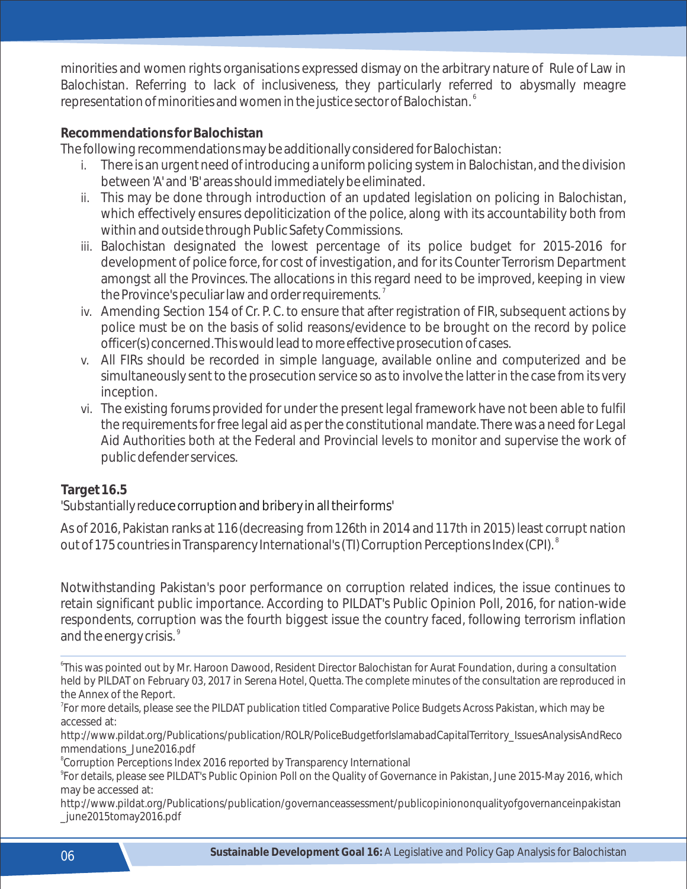minorities and women rights organisations expressed dismay on the arbitrary nature of Rule of Law in Balochistan. Referring to lack of inclusiveness, they particularly referred to abysmally meagre representation of minorities and women in the justice sector of Balochistan.[6]

**Recommendations for Balochistan**

The following recommendations may be additionally considered for Balochistan:

i. There is an urgent need of introducing a uniform policing system in Balochistan, and the division between 'A' and 'B' areas should immediately be eliminated.

ii. This may be done through introduction of an updated legislation on policing in Balochistan, which effectively ensures depoliticization of the police, along with its accountability both from within and outside through Public Safety Commissions.

iii. Balochistan designated the lowest percentage of its police budget for 2015-2016 for development of police force, for cost of investigation, and for its Counter Terrorism Department amongst all the Provinces. The allocations in this regard need to be improved, keeping in view the Province's peculiar law and order requirements.[7]

iv. Amending Section 154 of Cr. P. C. to ensure that after registration of FIR, subsequent actions by police must be on the basis of solid reasons/evidence to be brought on the record by police officer(s) concerned. This would lead to more effective prosecution of cases.

v. All FIRs should be recorded in simple language, available online and computerized and be simultaneously sent to the prosecution service so as to involve the latter in the case from its very inception.

vi. The existing forums provided for under the present legal framework have not been able to fulfil the requirements for free legal aid as per the constitutional mandate. There was a need for Legal Aid Authorities both at the Federal and Provincial levels to monitor and supervise the work of public defender services.

**Target 16.5**

'Substantially reduce corruption and bribery in all their forms'

As of 2016, Pakistan ranks at 116 (decreasing from 126th in 2014 and 117th in 2015) least corrupt nation out of 175 countries in Transparency International's (TI) Corruption Perceptions Index (CPI).[8]

Notwithstanding Pakistan's poor performance on corruption related indices, the issue continues to retain significant public importance. According to PILDAT's Public Opinion Poll, 2016, for nation-wide respondents, corruption was the fourth biggest issue the country faced, following terrorism inflation and the energy crisis.[9]

---

[6] This was pointed out by Mr. Haroon Dawood, Resident Director Balochistan for Aurat Foundation, during a consultation held by PILDAT on February 03, 2017 in Serena Hotel, Quetta. The complete minutes of the consultation are reproduced in the Annex of the Report.

[7] For more details, please see the PILDAT publication titled Comparative Police Budgets Across Pakistan, which may be accessed at: http://www.pildat.org/Publications/publication/ROLR/PoliceBudgetforIslamabadCapitalTerritory_IssuesAnalysisAndRecommendations_June2016.pdf

[8] Corruption Perceptions Index 2016 reported by Transparency International

[9] For details, please see PILDAT's Public Opinion Poll on the Quality of Governance in Pakistan, June 2015-May 2016, which may be accessed at: http://www.pildat.org/Publications/publication/governanceassessment/publicopiniononqualityofgovernanceinpakistan_june2015tomay2016.pdf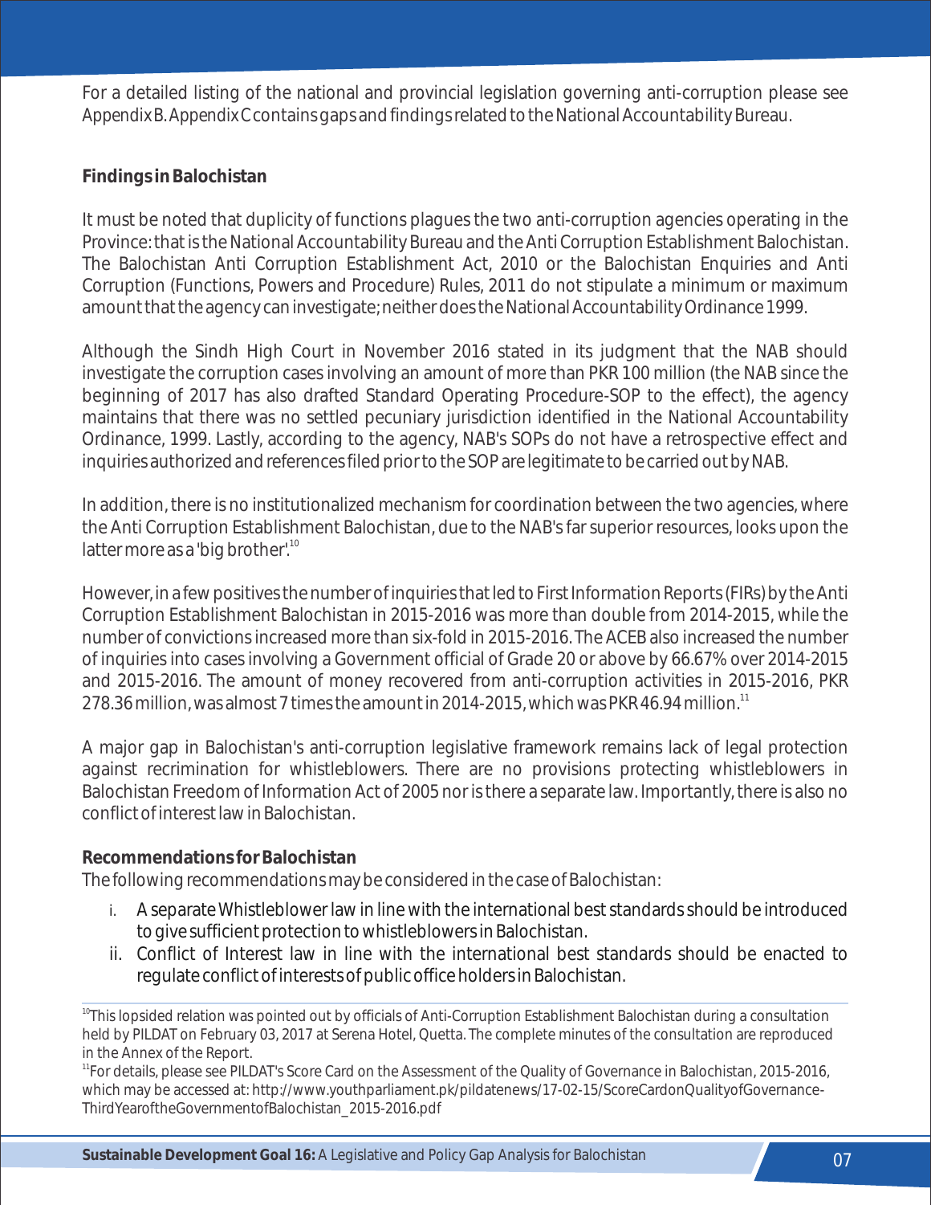For a detailed listing of the national and provincial legislation governing anti-corruption please see Appendix B. Appendix C contains gaps and findings related to the National Accountability Bureau.

**Findings in Balochistan**

It must be noted that duplicity of functions plagues the two anti-corruption agencies operating in the Province: that is the National Accountability Bureau and the Anti Corruption Establishment Balochistan. The Balochistan Anti Corruption Establishment Act, 2010 or the Balochistan Enquiries and Anti Corruption (Functions, Powers and Procedure) Rules, 2011 do not stipulate a minimum or maximum amount that the agency can investigate; neither does the National Accountability Ordinance 1999.

Although the Sindh High Court in November 2016 stated in its judgment that the NAB should investigate the corruption cases involving an amount of more than PKR 100 million (the NAB since the beginning of 2017 has also drafted Standard Operating Procedure-SOP to the effect), the agency maintains that there was no settled pecuniary jurisdiction identified in the National Accountability Ordinance, 1999. Lastly, according to the agency, NAB's SOPs do not have a retrospective effect and inquiries authorized and references filed prior to the SOP are legitimate to be carried out by NAB.

In addition, there is no institutionalized mechanism for coordination between the two agencies, where the Anti Corruption Establishment Balochistan, due to the NAB's far superior resources, looks upon the latter more as a 'big brother'.[10]

However, in a few positives the number of inquiries that led to First Information Reports (FIRs) by the Anti Corruption Establishment Balochistan in 2015-2016 was more than double from 2014-2015, while the number of convictions increased more than six-fold in 2015-2016. The ACEB also increased the number of inquiries into cases involving a Government official of Grade 20 or above by 66.67% over 2014-2015 and 2015-2016. The amount of money recovered from anti-corruption activities in 2015-2016, PKR 278.36 million, was almost 7 times the amount in 2014-2015, which was PKR 46.94 million.[11]

A major gap in Balochistan's anti-corruption legislative framework remains lack of legal protection against recrimination for whistleblowers. There are no provisions protecting whistleblowers in Balochistan Freedom of Information Act of 2005 nor is there a separate law. Importantly, there is also no conflict of interest law in Balochistan.

**Recommendations for Balochistan**

The following recommendations may be considered in the case of Balochistan:

i. A separate Whistleblower law in line with the international best standards should be introduced to give sufficient protection to whistleblowers in Balochistan.
ii. Conflict of Interest law in line with the international best standards should be enacted to regulate conflict of interests of public office holders in Balochistan.

[10] This lopsided relation was pointed out by officials of Anti-Corruption Establishment Balochistan during a consultation held by PILDAT on February 03, 2017 at Serena Hotel, Quetta. The complete minutes of the consultation are reproduced in the Annex of the Report.

[11] For details, please see PILDAT's Score Card on the Assessment of the Quality of Governance in Balochistan, 2015-2016, which may be accessed at: http://www.youthparliament.pk/pildatenews/17-02-15/ScoreCardonQualityofGovernance-ThirdYearoftheGovernmentofBalochistan_2015-2016.pdf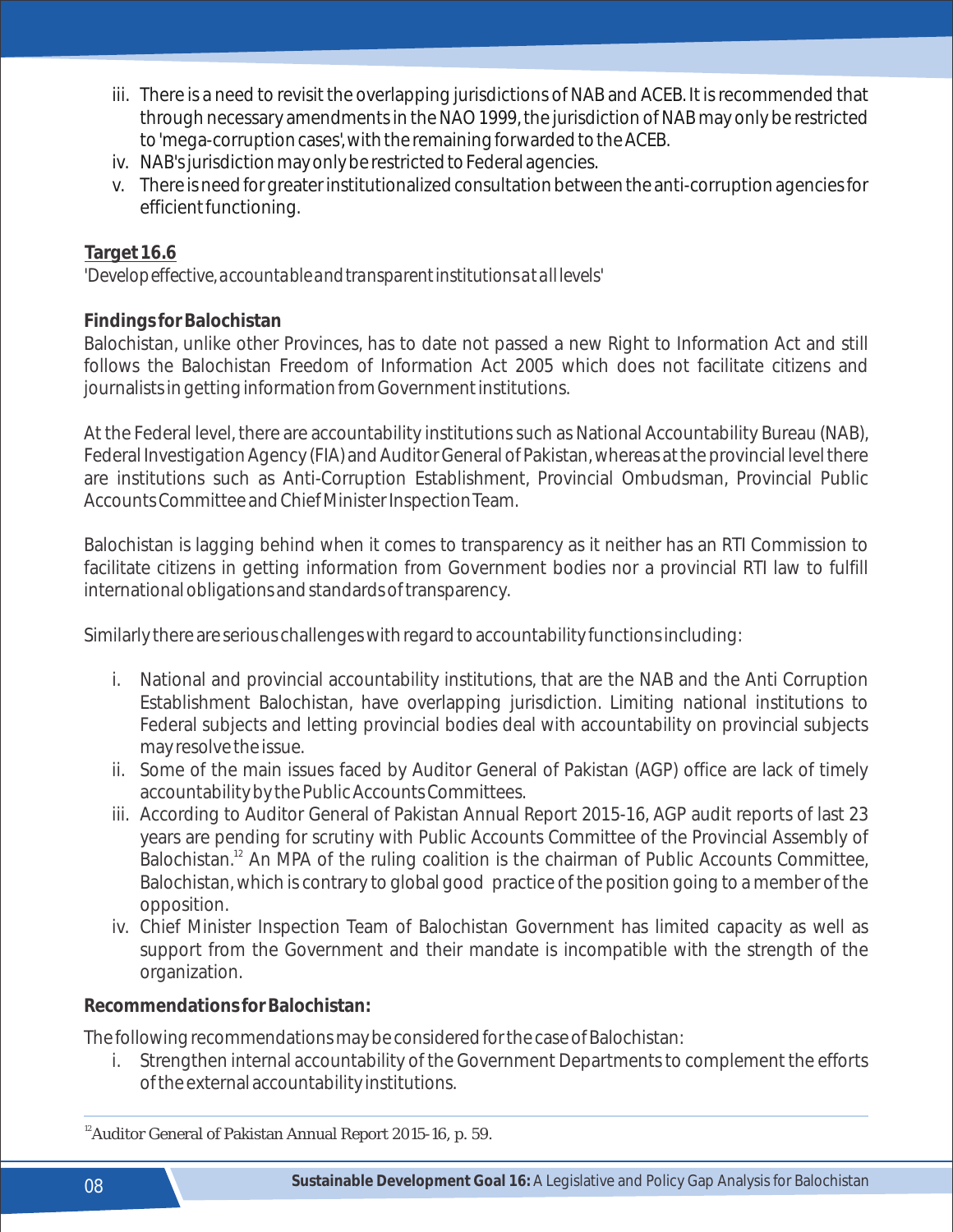iii. There is a need to revisit the overlapping jurisdictions of NAB and ACEB. It is recommended that through necessary amendments in the NAO 1999, the jurisdiction of NAB may only be restricted to 'mega-corruption cases', with the remaining forwarded to the ACEB.
iv. NAB's jurisdiction may only be restricted to Federal agencies.
v. There is need for greater institutionalized consultation between the anti-corruption agencies for efficient functioning.

**Target 16.6**

*'Develop effective, accountable and transparent institutions at all levels'*

**Findings for Balochistan**

Balochistan, unlike other Provinces, has to date not passed a new Right to Information Act and still follows the Balochistan Freedom of Information Act 2005 which does not facilitate citizens and journalists in getting information from Government institutions.

At the Federal level, there are accountability institutions such as National Accountability Bureau (NAB), Federal Investigation Agency (FIA) and Auditor General of Pakistan, whereas at the provincial level there are institutions such as Anti-Corruption Establishment, Provincial Ombudsman, Provincial Public Accounts Committee and Chief Minister Inspection Team.

Balochistan is lagging behind when it comes to transparency as it neither has an RTI Commission to facilitate citizens in getting information from Government bodies nor a provincial RTI law to fulfill international obligations and standards of transparency.

Similarly there are serious challenges with regard to accountability functions including:

i. National and provincial accountability institutions, that are the NAB and the Anti Corruption Establishment Balochistan, have overlapping jurisdiction. Limiting national institutions to Federal subjects and letting provincial bodies deal with accountability on provincial subjects may resolve the issue.
ii. Some of the main issues faced by Auditor General of Pakistan (AGP) office are lack of timely accountability by the Public Accounts Committees.
iii. According to Auditor General of Pakistan Annual Report 2015-16, AGP audit reports of last 23 years are pending for scrutiny with Public Accounts Committee of the Provincial Assembly of Balochistan.[12] An MPA of the ruling coalition is the chairman of Public Accounts Committee, Balochistan, which is contrary to global good practice of the position going to a member of the opposition.
iv. Chief Minister Inspection Team of Balochistan Government has limited capacity as well as support from the Government and their mandate is incompatible with the strength of the organization.

**Recommendations for Balochistan:**

The following recommendations may be considered for the case of Balochistan:

i. Strengthen internal accountability of the Government Departments to complement the efforts of the external accountability institutions.

[12] Auditor General of Pakistan Annual Report 2015-16, p. 59.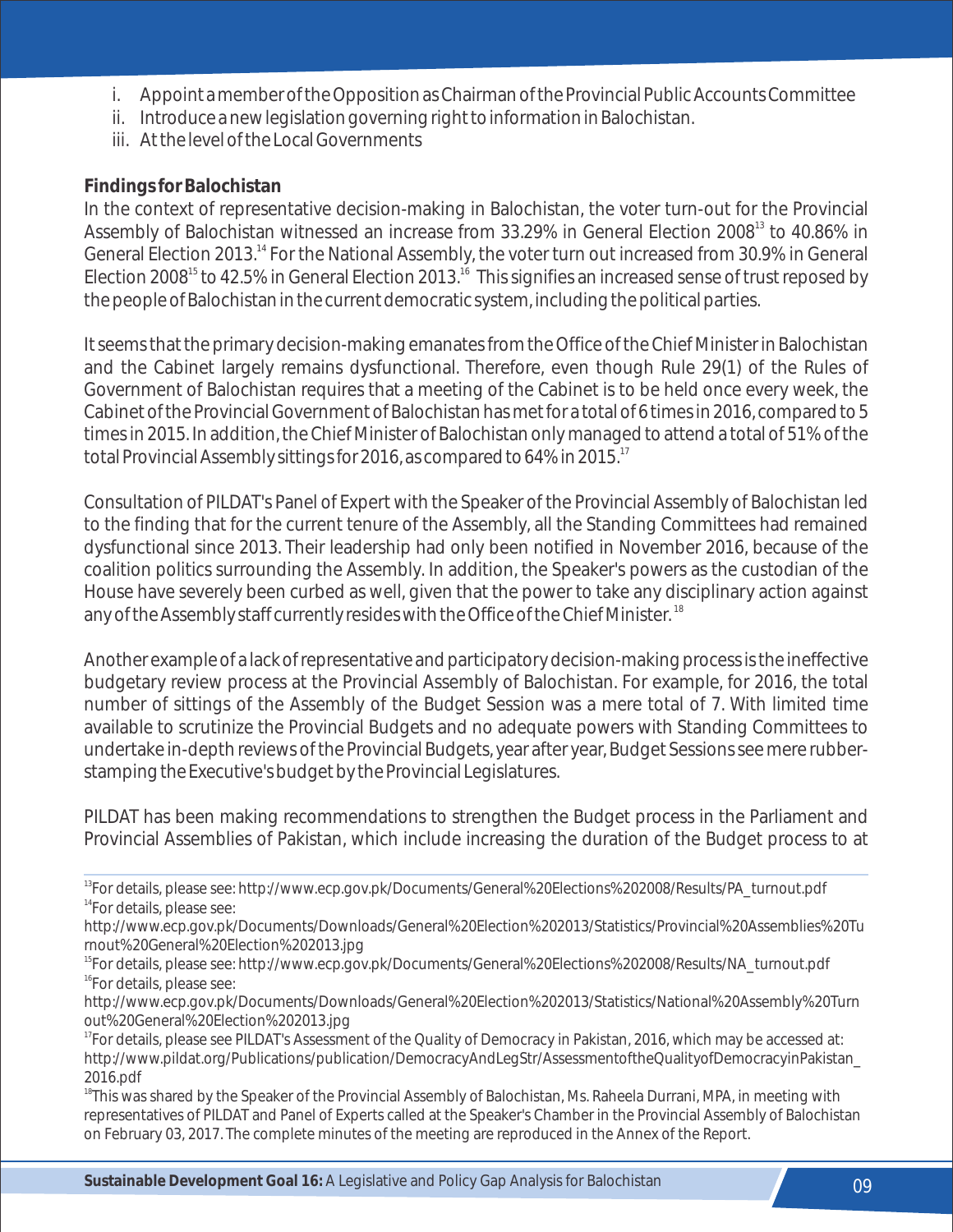i. Appoint a member of the Opposition as Chairman of the Provincial Public Accounts Committee
ii. Introduce a new legislation governing right to information in Balochistan.
iii. At the level of the Local Governments

**Findings for Balochistan**

In the context of representative decision-making in Balochistan, the voter turn-out for the Provincial Assembly of Balochistan witnessed an increase from 33.29% in General Election 2008[13] to 40.86% in General Election 2013.[14] For the National Assembly, the voter turn out increased from 30.9% in General Election 2008[15] to 42.5% in General Election 2013.[16] This signifies an increased sense of trust reposed by the people of Balochistan in the current democratic system, including the political parties.

It seems that the primary decision-making emanates from the Office of the Chief Minister in Balochistan and the Cabinet largely remains dysfunctional. Therefore, even though Rule 29(1) of the Rules of Government of Balochistan requires that a meeting of the Cabinet is to be held once every week, the Cabinet of the Provincial Government of Balochistan has met for a total of 6 times in 2016, compared to 5 times in 2015. In addition, the Chief Minister of Balochistan only managed to attend a total of 51% of the total Provincial Assembly sittings for 2016, as compared to 64% in 2015.[17]

Consultation of PILDAT's Panel of Expert with the Speaker of the Provincial Assembly of Balochistan led to the finding that for the current tenure of the Assembly, all the Standing Committees had remained dysfunctional since 2013. Their leadership had only been notified in November 2016, because of the coalition politics surrounding the Assembly. In addition, the Speaker's powers as the custodian of the House have severely been curbed as well, given that the power to take any disciplinary action against any of the Assembly staff currently resides with the Office of the Chief Minister.[18]

Another example of a lack of representative and participatory decision-making process is the ineffective budgetary review process at the Provincial Assembly of Balochistan. For example, for 2016, the total number of sittings of the Assembly of the Budget Session was a mere total of 7. With limited time available to scrutinize the Provincial Budgets and no adequate powers with Standing Committees to undertake in-depth reviews of the Provincial Budgets, year after year, Budget Sessions see mere rubber-stamping the Executive's budget by the Provincial Legislatures.

PILDAT has been making recommendations to strengthen the Budget process in the Parliament and Provincial Assemblies of Pakistan, which include increasing the duration of the Budget process to at

---

[13] For details, please see: http://www.ecp.gov.pk/Documents/General%20Elections%202008/Results/PA_turnout.pdf

[14] For details, please see: http://www.ecp.gov.pk/Documents/Downloads/General%20Election%202013/Statistics/Provincial%20Assemblies%20Turnout%20General%20Election%202013.jpg

[15] For details, please see: http://www.ecp.gov.pk/Documents/General%20Elections%202008/Results/NA_turnout.pdf

[16] For details, please see: http://www.ecp.gov.pk/Documents/Downloads/General%20Election%202013/Statistics/National%20Assembly%20Turnout%20General%20Election%202013.jpg

[17] For details, please see PILDAT's Assessment of the Quality of Democracy in Pakistan, 2016, which may be accessed at: http://www.pildat.org/Publications/publication/DemocracyAndLegStr/AssessmentoftheQualityofDemocracyinPakistan_2016.pdf

[18] This was shared by the Speaker of the Provincial Assembly of Balochistan, Ms. Raheela Durrani, MPA, in meeting with representatives of PILDAT and Panel of Experts called at the Speaker's Chamber in the Provincial Assembly of Balochistan on February 03, 2017. The complete minutes of the meeting are reproduced in the Annex of the Report.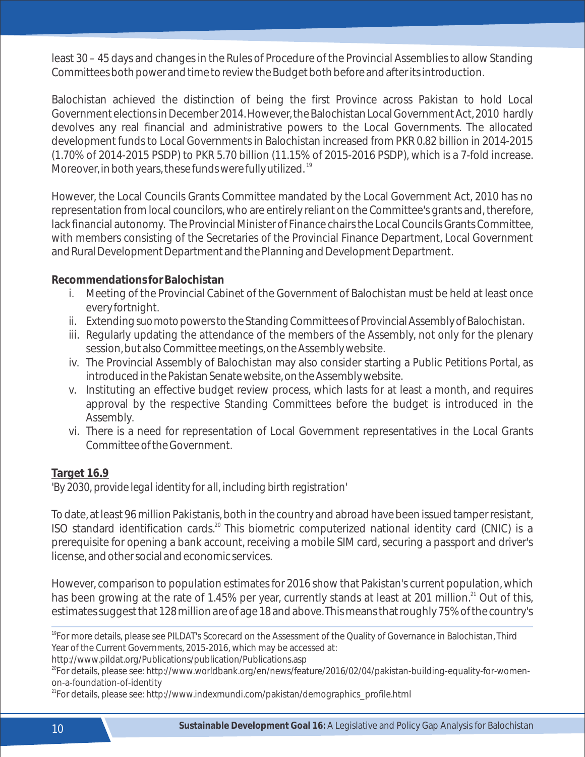least 30 – 45 days and changes in the Rules of Procedure of the Provincial Assemblies to allow Standing Committees both power and time to review the Budget both before and after its introduction.

Balochistan achieved the distinction of being the first Province across Pakistan to hold Local Government elections in December 2014. However, the Balochistan Local Government Act, 2010 hardly devolves any real financial and administrative powers to the Local Governments. The allocated development funds to Local Governments in Balochistan increased from PKR 0.82 billion in 2014-2015 (1.70% of 2014-2015 PSDP) to PKR 5.70 billion (11.15% of 2015-2016 PSDP), which is a 7-fold increase. Moreover, in both years, these funds were fully utilized.[19]

However, the Local Councils Grants Committee mandated by the Local Government Act, 2010 has no representation from local councilors, who are entirely reliant on the Committee's grants and, therefore, lack financial autonomy. The Provincial Minister of Finance chairs the Local Councils Grants Committee, with members consisting of the Secretaries of the Provincial Finance Department, Local Government and Rural Development Department and the Planning and Development Department.

**Recommendations for Balochistan**

i. Meeting of the Provincial Cabinet of the Government of Balochistan must be held at least once every fortnight.
ii. Extending suo moto powers to the Standing Committees of Provincial Assembly of Balochistan.
iii. Regularly updating the attendance of the members of the Assembly, not only for the plenary session, but also Committee meetings, on the Assembly website.
iv. The Provincial Assembly of Balochistan may also consider starting a Public Petitions Portal, as introduced in the Pakistan Senate website, on the Assembly website.
v. Instituting an effective budget review process, which lasts for at least a month, and requires approval by the respective Standing Committees before the budget is introduced in the Assembly.
vi. There is a need for representation of Local Government representatives in the Local Grants Committee of the Government.

**<u>Target 16.9</u>**

*'By 2030, provide legal identity for all, including birth registration'*

To date, at least 96 million Pakistanis, both in the country and abroad have been issued tamper resistant, ISO standard identification cards.[20] This biometric computerized national identity card (CNIC) is a prerequisite for opening a bank account, receiving a mobile SIM card, securing a passport and driver's license, and other social and economic services.

However, comparison to population estimates for 2016 show that Pakistan's current population, which has been growing at the rate of 1.45% per year, currently stands at least at 201 million.[21] Out of this, estimates suggest that 128 million are of age 18 and above. This means that roughly 75% of the country's

[19]For more details, please see PILDAT's Scorecard on the Assessment of the Quality of Governance in Balochistan, Third Year of the Current Governments, 2015-2016, which may be accessed at: http://www.pildat.org/Publications/publication/Publications.asp

[20]For details, please see: http://www.worldbank.org/en/news/feature/2016/02/04/pakistan-building-equality-for-women-on-a-foundation-of-identity

[21]For details, please see: http://www.indexmundi.com/pakistan/demographics_profile.html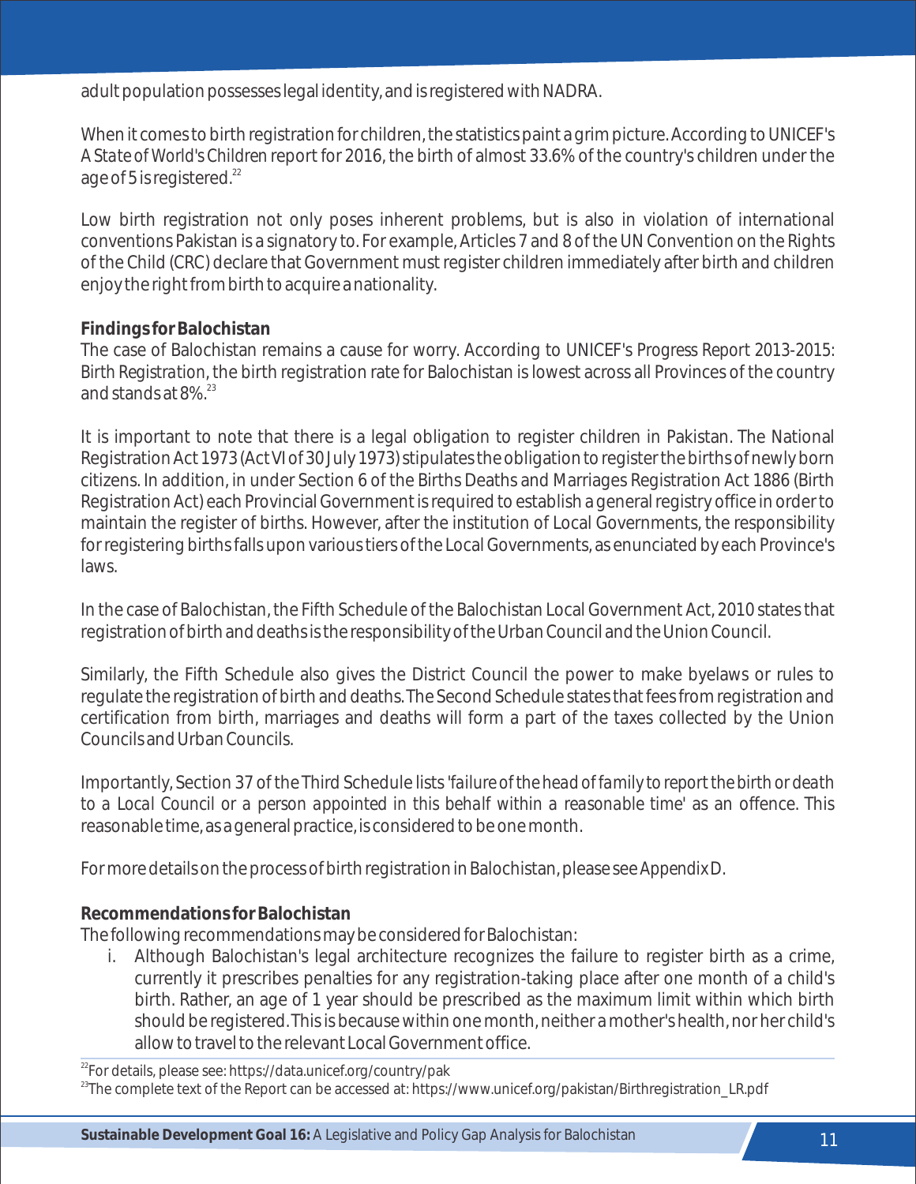adult population possesses legal identity, and is registered with NADRA.

When it comes to birth registration for children, the statistics paint a grim picture. According to UNICEF's *A State of World's Children* report for 2016, the birth of almost 33.6% of the country's children under the age of 5 is registered.[22]

Low birth registration not only poses inherent problems, but is also in violation of international conventions Pakistan is a signatory to. For example, Articles 7 and 8 of the UN Convention on the Rights of the Child (CRC) declare that Government must register children immediately after birth and children enjoy the right from birth to acquire a nationality.

**Findings for Balochistan**

The case of Balochistan remains a cause for worry. According to UNICEF's *Progress Report 2013-2015: Birth Registration*, the birth registration rate for Balochistan is lowest across all Provinces of the country and stands at 8%.[23]

It is important to note that there is a legal obligation to register children in Pakistan. The National Registration Act 1973 (Act VI of 30 July 1973) stipulates the obligation to register the births of newly born citizens. In addition, in under Section 6 of the Births Deaths and Marriages Registration Act 1886 (Birth Registration Act) each Provincial Government is required to establish a general registry office in order to maintain the register of births. However, after the institution of Local Governments, the responsibility for registering births falls upon various tiers of the Local Governments, as enunciated by each Province's laws.

In the case of Balochistan, the Fifth Schedule of the Balochistan Local Government Act, 2010 states that registration of birth and deaths is the responsibility of the Urban Council and the Union Council.

Similarly, the Fifth Schedule also gives the District Council the power to make byelaws or rules to regulate the registration of birth and deaths. The Second Schedule states that fees from registration and certification from birth, marriages and deaths will form a part of the taxes collected by the Union Councils and Urban Councils.

Importantly, Section 37 of the Third Schedule lists '*failure of the head of family to report the birth or death to a Local Council or a person appointed in this behalf within a reasonable time*' as an offence. This reasonable time, as a general practice, is considered to be one month.

For more details on the process of birth registration in Balochistan, please see Appendix D.

**Recommendations for Balochistan**

The following recommendations may be considered for Balochistan:

i. Although Balochistan's legal architecture recognizes the failure to register birth as a crime, currently it prescribes penalties for any registration-taking place after one month of a child's birth. Rather, an age of 1 year should be prescribed as the maximum limit within which birth should be registered. This is because within one month, neither a mother's health, nor her child's allow to travel to the relevant Local Government office.

[22] For details, please see: https://data.unicef.org/country/pak

[23] The complete text of the Report can be accessed at: https://www.unicef.org/pakistan/Birthregistration_LR.pdf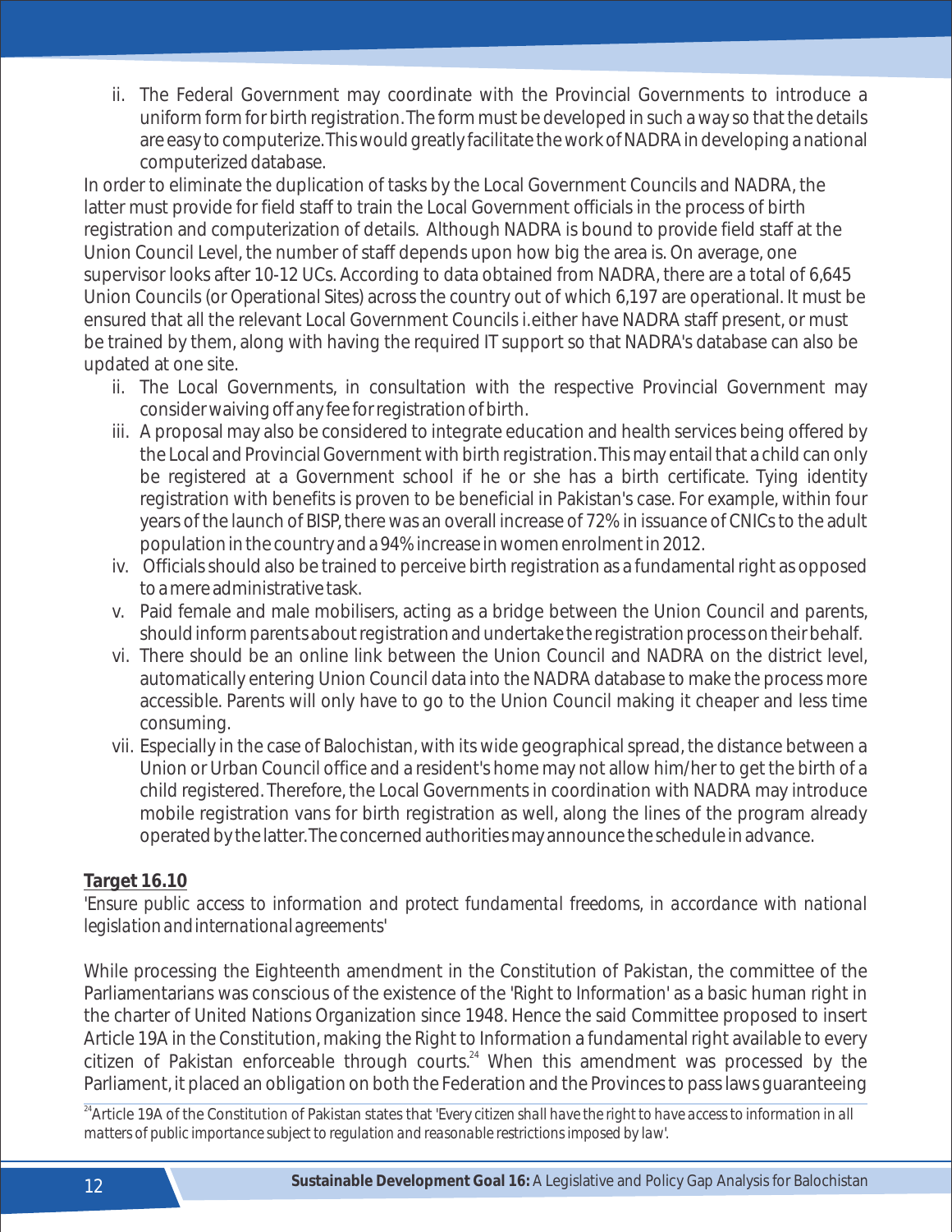ii. The Federal Government may coordinate with the Provincial Governments to introduce a uniform form for birth registration. The form must be developed in such a way so that the details are easy to computerize. This would greatly facilitate the work of NADRA in developing a national computerized database.

In order to eliminate the duplication of tasks by the Local Government Councils and NADRA, the latter must provide for field staff to train the Local Government officials in the process of birth registration and computerization of details. Although NADRA is bound to provide field staff at the Union Council Level, the number of staff depends upon how big the area is. On average, one supervisor looks after 10-12 UCs. According to data obtained from NADRA, there are a total of 6,645 Union Councils (or Operational Sites) across the country out of which 6,197 are operational. It must be ensured that all the relevant Local Government Councils i.either have NADRA staff present, or must be trained by them, along with having the required IT support so that NADRA's database can also be updated at one site.

ii. The Local Governments, in consultation with the respective Provincial Government may consider waiving off any fee for registration of birth.

iii. A proposal may also be considered to integrate education and health services being offered by the Local and Provincial Government with birth registration. This may entail that a child can only be registered at a Government school if he or she has a birth certificate. Tying identity registration with benefits is proven to be beneficial in Pakistan's case. For example, within four years of the launch of BISP, there was an overall increase of 72% in issuance of CNICs to the adult population in the country and a 94% increase in women enrolment in 2012.

iv. Officials should also be trained to perceive birth registration as a fundamental right as opposed to a mere administrative task.

v. Paid female and male mobilisers, acting as a bridge between the Union Council and parents, should inform parents about registration and undertake the registration process on their behalf.

vi. There should be an online link between the Union Council and NADRA on the district level, automatically entering Union Council data into the NADRA database to make the process more accessible. Parents will only have to go to the Union Council making it cheaper and less time consuming.

vii. Especially in the case of Balochistan, with its wide geographical spread, the distance between a Union or Urban Council office and a resident's home may not allow him/her to get the birth of a child registered. Therefore, the Local Governments in coordination with NADRA may introduce mobile registration vans for birth registration as well, along the lines of the program already operated by the latter. The concerned authorities may announce the schedule in advance.

**Target 16.10**

*'Ensure public access to information and protect fundamental freedoms, in accordance with national legislation and international agreements'*

While processing the Eighteenth amendment in the Constitution of Pakistan, the committee of the Parliamentarians was conscious of the existence of the 'Right to Information' as a basic human right in the charter of United Nations Organization since 1948. Hence the said Committee proposed to insert Article 19A in the Constitution, making the Right to Information a fundamental right available to every citizen of Pakistan enforceable through courts.[24] When this amendment was processed by the Parliament, it placed an obligation on both the Federation and the Provinces to pass laws guaranteeing

[24] Article 19A of the Constitution of Pakistan states that *'Every citizen shall have the right to have access to information in all matters of public importance subject to regulation and reasonable restrictions imposed by law'*.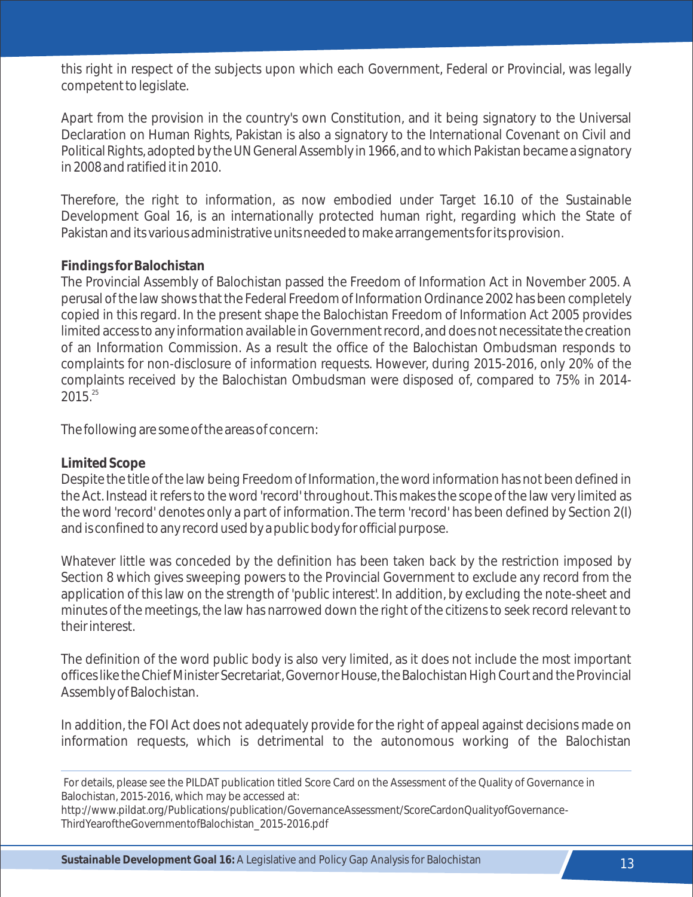this right in respect of the subjects upon which each Government, Federal or Provincial, was legally competent to legislate.

Apart from the provision in the country's own Constitution, and it being signatory to the Universal Declaration on Human Rights, Pakistan is also a signatory to the International Covenant on Civil and Political Rights, adopted by the UN General Assembly in 1966, and to which Pakistan became a signatory in 2008 and ratified it in 2010.

Therefore, the right to information, as now embodied under Target 16.10 of the Sustainable Development Goal 16, is an internationally protected human right, regarding which the State of Pakistan and its various administrative units needed to make arrangements for its provision.

**Findings for Balochistan**

The Provincial Assembly of Balochistan passed the Freedom of Information Act in November 2005. A perusal of the law shows that the Federal Freedom of Information Ordinance 2002 has been completely copied in this regard. In the present shape the Balochistan Freedom of Information Act 2005 provides limited access to any information available in Government record, and does not necessitate the creation of an Information Commission. As a result the office of the Balochistan Ombudsman responds to complaints for non-disclosure of information requests. However, during 2015-2016, only 20% of the complaints received by the Balochistan Ombudsman were disposed of, compared to 75% in 2014-2015.[25]

The following are some of the areas of concern:

**Limited Scope**

Despite the title of the law being Freedom of Information, the word information has not been defined in the Act. Instead it refers to the word 'record' throughout. This makes the scope of the law very limited as the word 'record' denotes only a part of information. The term 'record' has been defined by Section 2(I) and is confined to any record used by a public body for official purpose.

Whatever little was conceded by the definition has been taken back by the restriction imposed by Section 8 which gives sweeping powers to the Provincial Government to exclude any record from the application of this law on the strength of 'public interest'. In addition, by excluding the note-sheet and minutes of the meetings, the law has narrowed down the right of the citizens to seek record relevant to their interest.

The definition of the word public body is also very limited, as it does not include the most important offices like the Chief Minister Secretariat, Governor House, the Balochistan High Court and the Provincial Assembly of Balochistan.

In addition, the FOI Act does not adequately provide for the right of appeal against decisions made on information requests, which is detrimental to the autonomous working of the Balochistan

---

For details, please see the PILDAT publication titled Score Card on the Assessment of the Quality of Governance in Balochistan, 2015-2016, which may be accessed at: http://www.pildat.org/Publications/publication/GovernanceAssessment/ScoreCardonQualityofGovernance-ThirdYearoftheGovernmentofBalochistan_2015-2016.pdf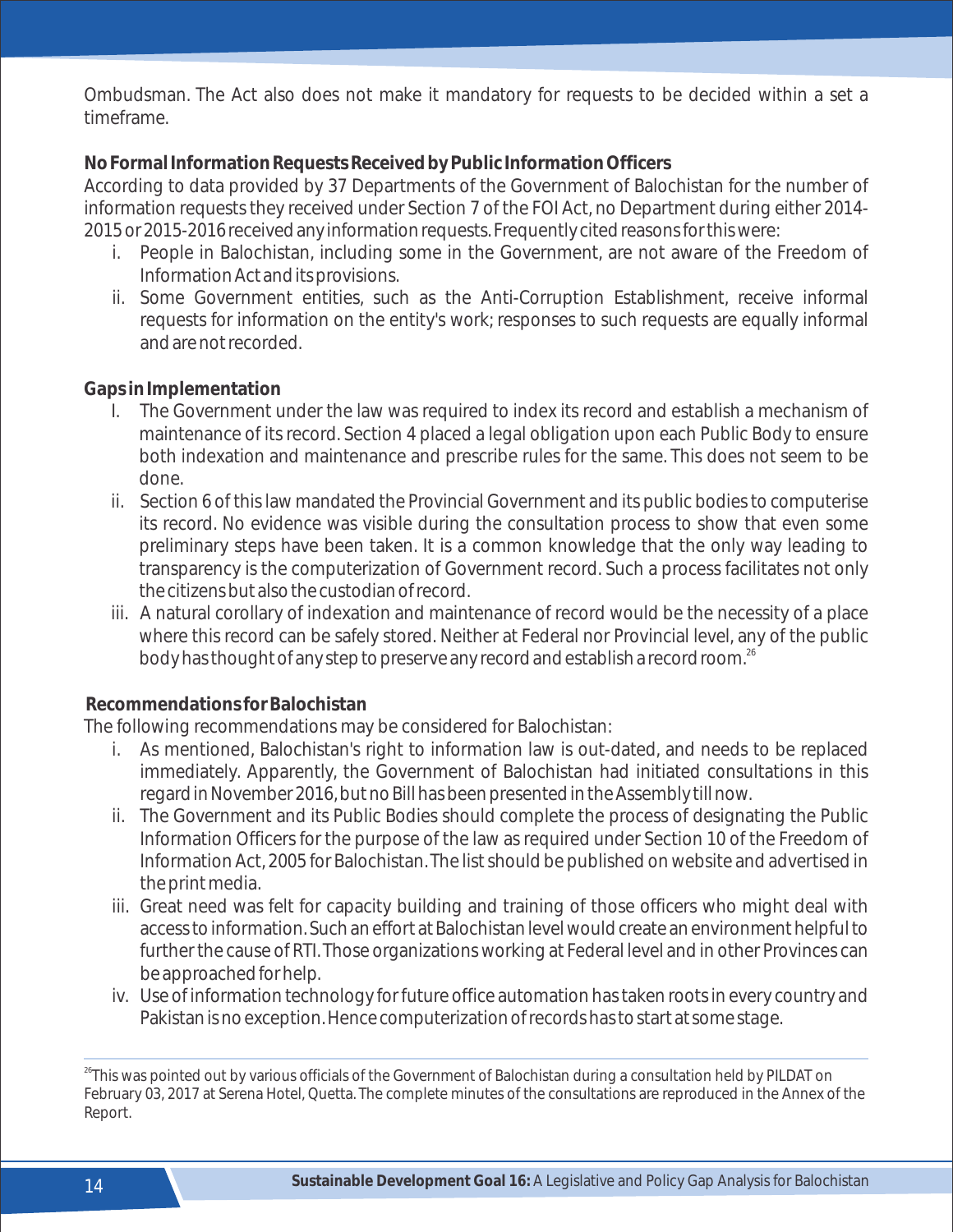Ombudsman. The Act also does not make it mandatory for requests to be decided within a set a timeframe.

**No Formal Information Requests Received by Public Information Officers**

According to data provided by 37 Departments of the Government of Balochistan for the number of information requests they received under Section 7 of the FOI Act, no Department during either 2014-2015 or 2015-2016 received any information requests. Frequently cited reasons for this were:

i. People in Balochistan, including some in the Government, are not aware of the Freedom of Information Act and its provisions.
ii. Some Government entities, such as the Anti-Corruption Establishment, receive informal requests for information on the entity's work; responses to such requests are equally informal and are not recorded.

**Gaps in Implementation**

I. The Government under the law was required to index its record and establish a mechanism of maintenance of its record. Section 4 placed a legal obligation upon each Public Body to ensure both indexation and maintenance and prescribe rules for the same. This does not seem to be done.
ii. Section 6 of this law mandated the Provincial Government and its public bodies to computerise its record. No evidence was visible during the consultation process to show that even some preliminary steps have been taken. It is a common knowledge that the only way leading to transparency is the computerization of Government record. Such a process facilitates not only the citizens but also the custodian of record.
iii. A natural corollary of indexation and maintenance of record would be the necessity of a place where this record can be safely stored. Neither at Federal nor Provincial level, any of the public body has thought of any step to preserve any record and establish a record room.[26]

**Recommendations for Balochistan**

The following recommendations may be considered for Balochistan:

i. As mentioned, Balochistan's right to information law is out-dated, and needs to be replaced immediately. Apparently, the Government of Balochistan had initiated consultations in this regard in November 2016, but no Bill has been presented in the Assembly till now.
ii. The Government and its Public Bodies should complete the process of designating the Public Information Officers for the purpose of the law as required under Section 10 of the Freedom of Information Act, 2005 for Balochistan. The list should be published on website and advertised in the print media.
iii. Great need was felt for capacity building and training of those officers who might deal with access to information. Such an effort at Balochistan level would create an environment helpful to further the cause of RTI. Those organizations working at Federal level and in other Provinces can be approached for help.
iv. Use of information technology for future office automation has taken roots in every country and Pakistan is no exception. Hence computerization of records has to start at some stage.

[26] This was pointed out by various officials of the Government of Balochistan during a consultation held by PILDAT on February 03, 2017 at Serena Hotel, Quetta. The complete minutes of the consultations are reproduced in the Annex of the Report.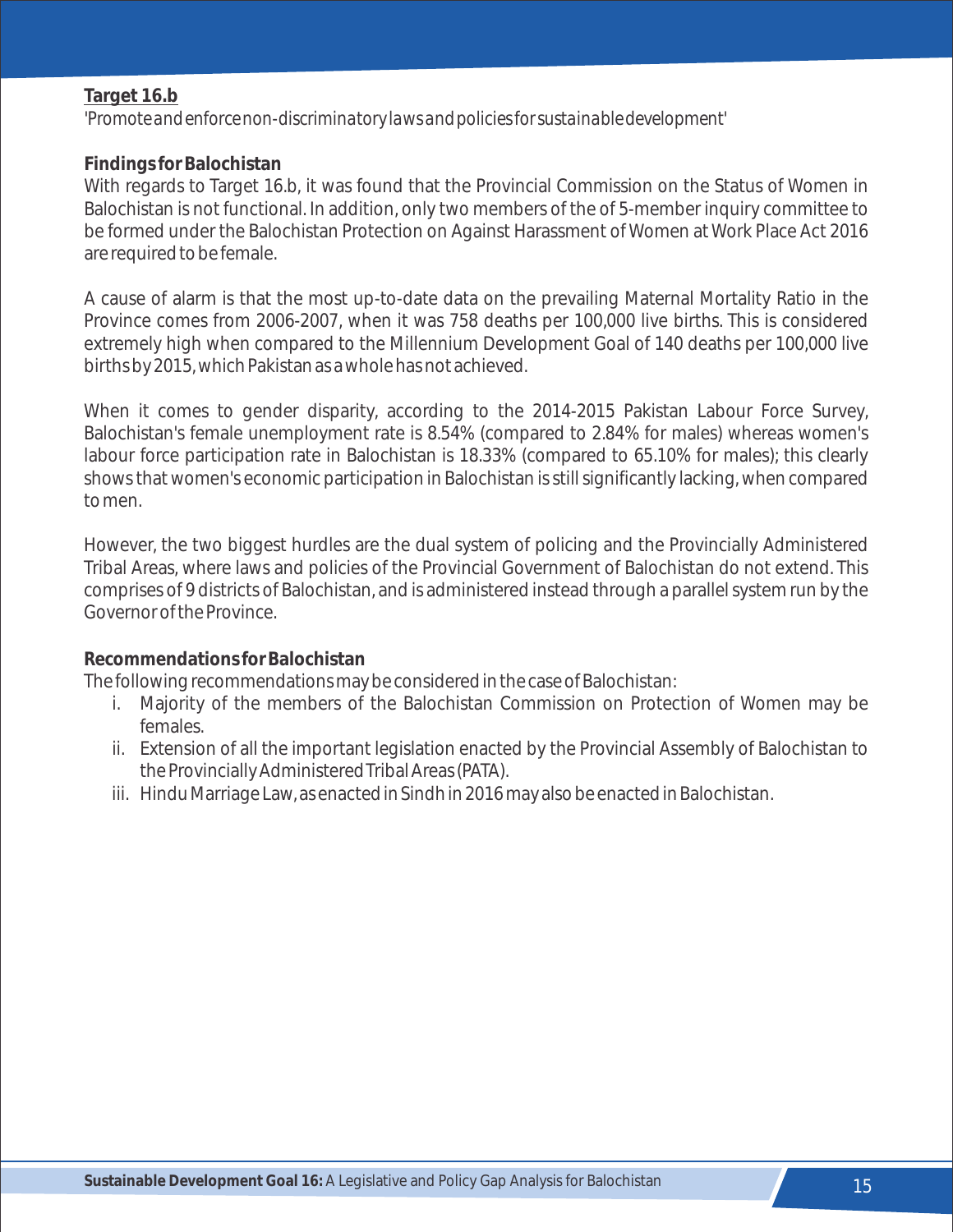**Target 16.b**

*'Promote and enforce non-discriminatory laws and policies for sustainable development'*

**Findings for Balochistan**

With regards to Target 16.b, it was found that the Provincial Commission on the Status of Women in Balochistan is not functional. In addition, only two members of the of 5-member inquiry committee to be formed under the Balochistan Protection on Against Harassment of Women at Work Place Act 2016 are required to be female.

A cause of alarm is that the most up-to-date data on the prevailing Maternal Mortality Ratio in the Province comes from 2006-2007, when it was 758 deaths per 100,000 live births. This is considered extremely high when compared to the Millennium Development Goal of 140 deaths per 100,000 live births by 2015, which Pakistan as a whole has not achieved.

When it comes to gender disparity, according to the 2014-2015 Pakistan Labour Force Survey, Balochistan's female unemployment rate is 8.54% (compared to 2.84% for males) whereas women's labour force participation rate in Balochistan is 18.33% (compared to 65.10% for males); this clearly shows that women's economic participation in Balochistan is still significantly lacking, when compared to men.

However, the two biggest hurdles are the dual system of policing and the Provincially Administered Tribal Areas, where laws and policies of the Provincial Government of Balochistan do not extend. This comprises of 9 districts of Balochistan, and is administered instead through a parallel system run by the Governor of the Province.

**Recommendations for Balochistan**

The following recommendations may be considered in the case of Balochistan:

i. Majority of the members of the Balochistan Commission on Protection of Women may be females.
ii. Extension of all the important legislation enacted by the Provincial Assembly of Balochistan to the Provincially Administered Tribal Areas (PATA).
iii. Hindu Marriage Law, as enacted in Sindh in 2016 may also be enacted in Balochistan.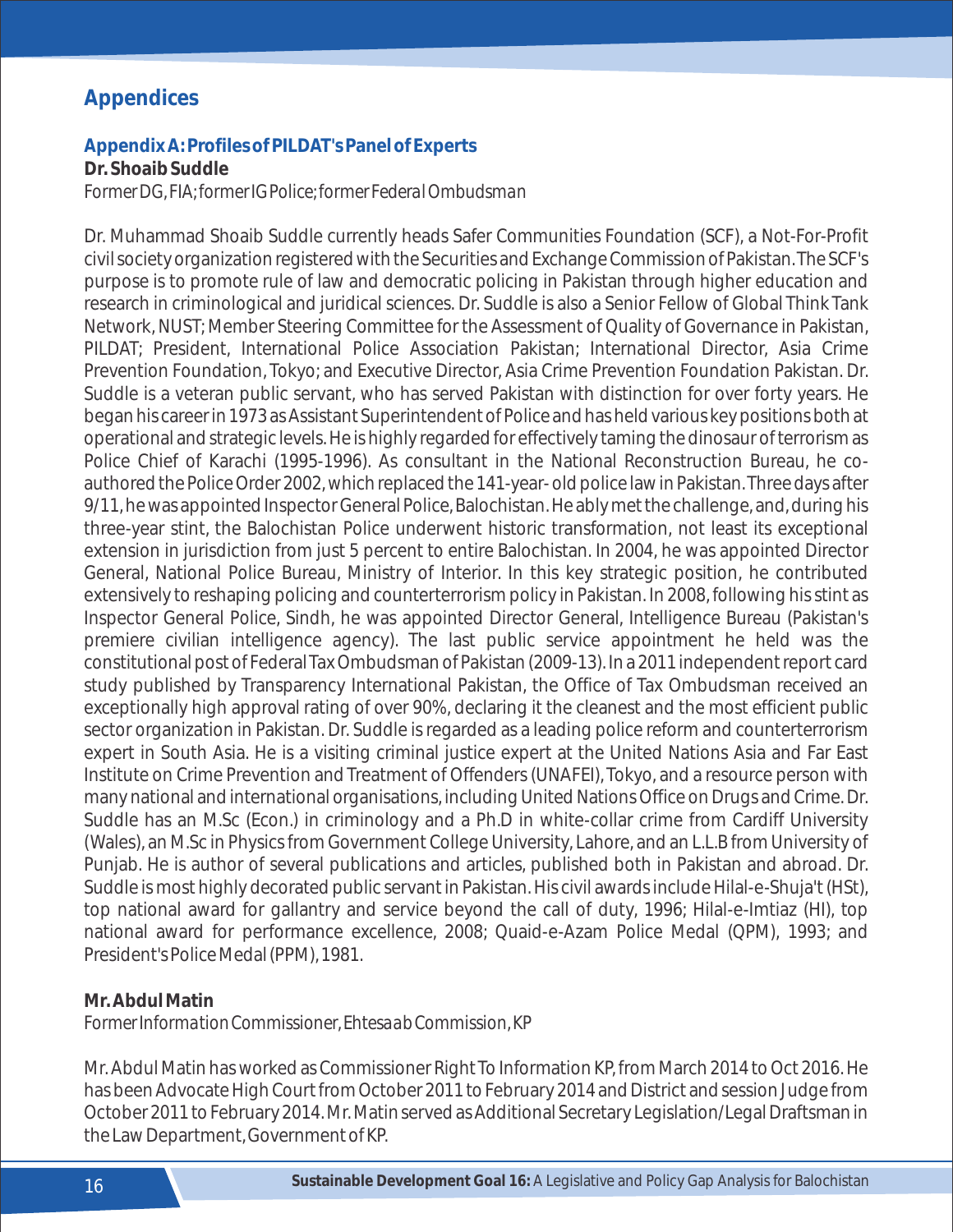# Appendices

## Appendix A: Profiles of PILDAT's Panel of Experts

**Dr. Shoaib Suddle**

*Former DG, FIA; former IG Police; former Federal Ombudsman*

Dr. Muhammad Shoaib Suddle currently heads Safer Communities Foundation (SCF), a Not-For-Profit civil society organization registered with the Securities and Exchange Commission of Pakistan. The SCF's purpose is to promote rule of law and democratic policing in Pakistan through higher education and research in criminological and juridical sciences. Dr. Suddle is also a Senior Fellow of Global Think Tank Network, NUST; Member Steering Committee for the Assessment of Quality of Governance in Pakistan, PILDAT; President, International Police Association Pakistan; International Director, Asia Crime Prevention Foundation, Tokyo; and Executive Director, Asia Crime Prevention Foundation Pakistan. Dr. Suddle is a veteran public servant, who has served Pakistan with distinction for over forty years. He began his career in 1973 as Assistant Superintendent of Police and has held various key positions both at operational and strategic levels. He is highly regarded for effectively taming the dinosaur of terrorism as Police Chief of Karachi (1995-1996). As consultant in the National Reconstruction Bureau, he co-authored the Police Order 2002, which replaced the 141-year- old police law in Pakistan. Three days after 9/11, he was appointed Inspector General Police, Balochistan. He ably met the challenge, and, during his three-year stint, the Balochistan Police underwent historic transformation, not least its exceptional extension in jurisdiction from just 5 percent to entire Balochistan. In 2004, he was appointed Director General, National Police Bureau, Ministry of Interior. In this key strategic position, he contributed extensively to reshaping policing and counterterrorism policy in Pakistan. In 2008, following his stint as Inspector General Police, Sindh, he was appointed Director General, Intelligence Bureau (Pakistan's premiere civilian intelligence agency). The last public service appointment he held was the constitutional post of Federal Tax Ombudsman of Pakistan (2009-13). In a 2011 independent report card study published by Transparency International Pakistan, the Office of Tax Ombudsman received an exceptionally high approval rating of over 90%, declaring it the cleanest and the most efficient public sector organization in Pakistan. Dr. Suddle is regarded as a leading police reform and counterterrorism expert in South Asia. He is a visiting criminal justice expert at the United Nations Asia and Far East Institute on Crime Prevention and Treatment of Offenders (UNAFEI), Tokyo, and a resource person with many national and international organisations, including United Nations Office on Drugs and Crime. Dr. Suddle has an M.Sc (Econ.) in criminology and a Ph.D in white-collar crime from Cardiff University (Wales), an M.Sc in Physics from Government College University, Lahore, and an L.L.B from University of Punjab. He is author of several publications and articles, published both in Pakistan and abroad. Dr. Suddle is most highly decorated public servant in Pakistan. His civil awards include Hilal-e-Shuja't (HSt), top national award for gallantry and service beyond the call of duty, 1996; Hilal-e-Imtiaz (HI), top national award for performance excellence, 2008; Quaid-e-Azam Police Medal (QPM), 1993; and President's Police Medal (PPM), 1981.

**Mr. Abdul Matin**

*Former Information Commissioner, Ehtesaab Commission, KP*

Mr. Abdul Matin has worked as Commissioner Right To Information KP, from March 2014 to Oct 2016. He has been Advocate High Court from October 2011 to February 2014 and District and session Judge from October 2011 to February 2014. Mr. Matin served as Additional Secretary Legislation/Legal Draftsman in the Law Department, Government of KP.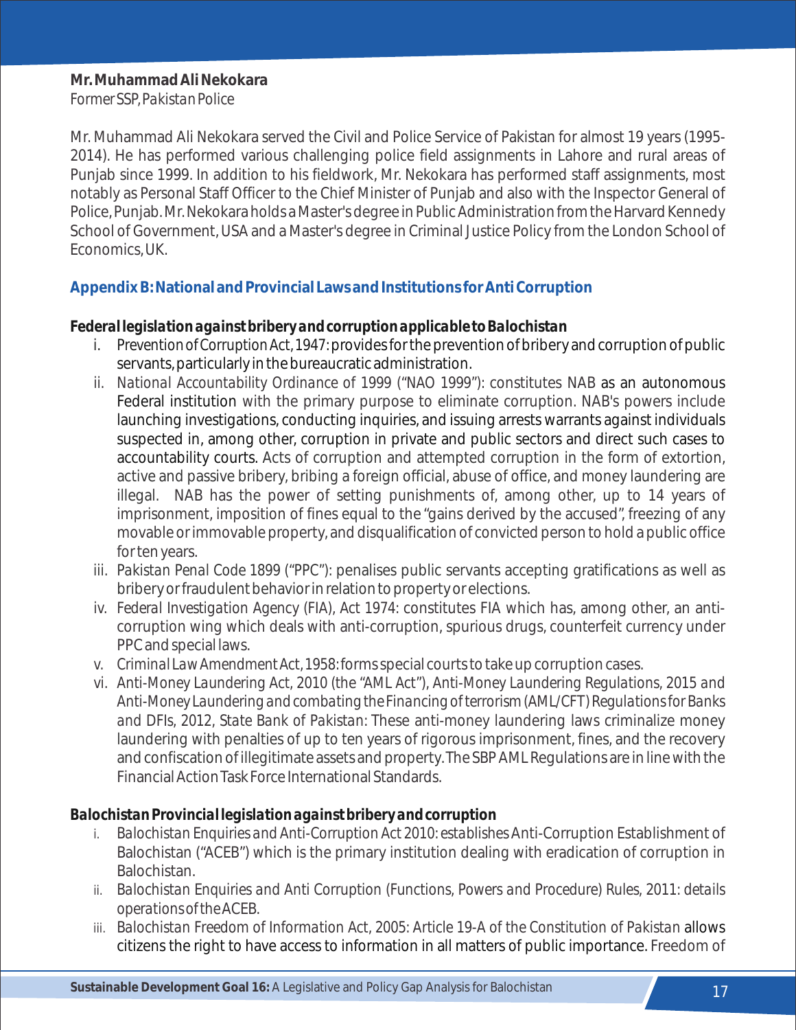**Mr. Muhammad Ali Nekokara**
*Former SSP, Pakistan Police*

Mr. Muhammad Ali Nekokara served the Civil and Police Service of Pakistan for almost 19 years (1995-2014). He has performed various challenging police field assignments in Lahore and rural areas of Punjab since 1999. In addition to his fieldwork, Mr. Nekokara has performed staff assignments, most notably as Personal Staff Officer to the Chief Minister of Punjab and also with the Inspector General of Police, Punjab. Mr. Nekokara holds a Master's degree in Public Administration from the Harvard Kennedy School of Government, USA and a Master's degree in Criminal Justice Policy from the London School of Economics, UK.

## Appendix B: National and Provincial Laws and Institutions for Anti Corruption

***Federal legislation against bribery and corruption applicable to Balochistan***

i. Prevention of Corruption Act, 1947: provides for the prevention of bribery and corruption of public servants, particularly in the bureaucratic administration.
ii. National Accountability Ordinance of 1999 ("NAO 1999"): constitutes NAB as an autonomous Federal institution with the primary purpose to eliminate corruption. NAB's powers include launching investigations, conducting inquiries, and issuing arrests warrants against individuals suspected in, among other, corruption in private and public sectors and direct such cases to accountability courts. Acts of corruption and attempted corruption in the form of extortion, active and passive bribery, bribing a foreign official, abuse of office, and money laundering are illegal. NAB has the power of setting punishments of, among other, up to 14 years of imprisonment, imposition of fines equal to the "gains derived by the accused", freezing of any movable or immovable property, and disqualification of convicted person to hold a public office for ten years.
iii. Pakistan Penal Code 1899 ("PPC"): penalises public servants accepting gratifications as well as bribery or fraudulent behavior in relation to property or elections.
iv. Federal Investigation Agency (FIA), Act 1974: constitutes FIA which has, among other, an anti-corruption wing which deals with anti-corruption, spurious drugs, counterfeit currency under PPC and special laws.
v. Criminal Law Amendment Act, 1958: forms special courts to take up corruption cases.
vi. Anti-Money Laundering Act, 2010 (the "AML Act"), Anti-Money Laundering Regulations, 2015 and Anti-Money Laundering and combating the Financing of terrorism (AML/CFT) Regulations for Banks and DFIs, 2012, State Bank of Pakistan: These anti-money laundering laws criminalize money laundering with penalties of up to ten years of rigorous imprisonment, fines, and the recovery and confiscation of illegitimate assets and property. The SBP AML Regulations are in line with the Financial Action Task Force International Standards.

***Balochistan Provincial legislation against bribery and corruption***

i. Balochistan Enquiries and Anti-Corruption Act 2010: establishes Anti-Corruption Establishment of Balochistan ("ACEB") which is the primary institution dealing with eradication of corruption in Balochistan.
ii. Balochistan Enquiries and Anti Corruption (Functions, Powers and Procedure) Rules, 2011: details operations of the ACEB.
iii. Balochistan Freedom of Information Act, 2005: Article 19-A of the Constitution of Pakistan allows citizens the right to have access to information in all matters of public importance. Freedom of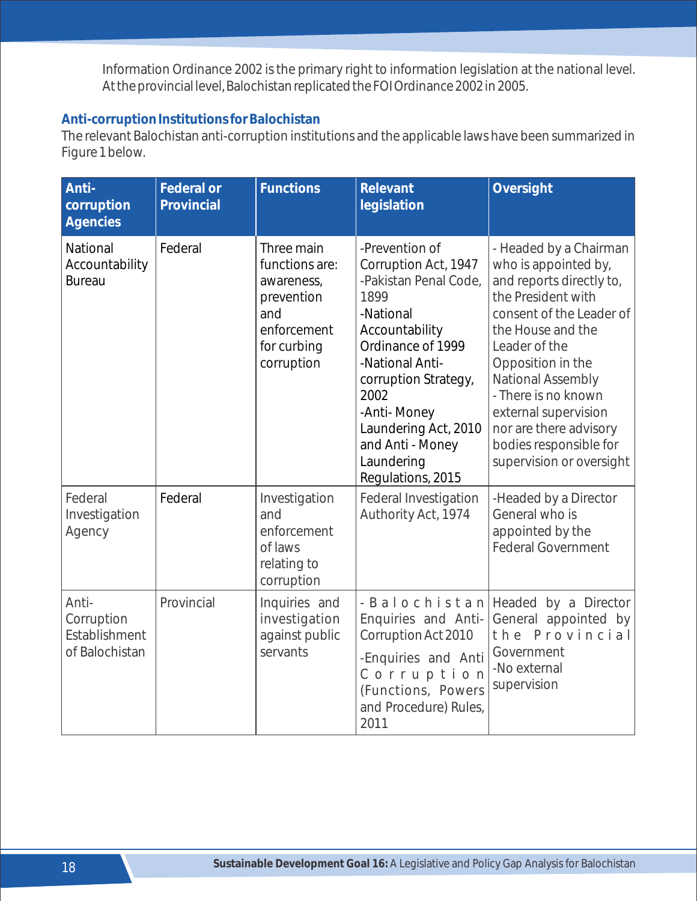Information Ordinance 2002 is the primary right to information legislation at the national level. At the provincial level, Balochistan replicated the FOI Ordinance 2002 in 2005.

### Anti-corruption Institutions for Balochistan

The relevant Balochistan anti-corruption institutions and the applicable laws have been summarized in Figure 1 below.

| Anti-corruption Agencies | Federal or Provincial | Functions | Relevant legislation | Oversight |
|---|---|---|---|---|
| National Accountability Bureau | Federal | Three main functions are: awareness, prevention and enforcement for curbing corruption | -Prevention of Corruption Act, 1947<br>-Pakistan Penal Code, 1899<br>-National Accountability Ordinance of 1999<br>-National Anti-corruption Strategy, 2002<br>-Anti- Money Laundering Act, 2010 and Anti - Money Laundering Regulations, 2015 | - Headed by a Chairman who is appointed by, and reports directly to, the President with consent of the Leader of the House and the Leader of the Opposition in the National Assembly<br>- There is no known external supervision nor are there advisory bodies responsible for supervision or oversight |
| Federal Investigation Agency | Federal | Investigation and enforcement of laws relating to corruption | Federal Investigation Authority Act, 1974 | -Headed by a Director General who is appointed by the Federal Government |
| Anti-Corruption Establishment of Balochistan | Provincial | Inquiries and investigation against public servants | -Balochistan Enquiries and Anti-Corruption Act 2010<br>-Enquiries and Anti Corruption (Functions, Powers and Procedure) Rules, 2011 | Headed by a Director General appointed by the Provincial Government<br>-No external supervision |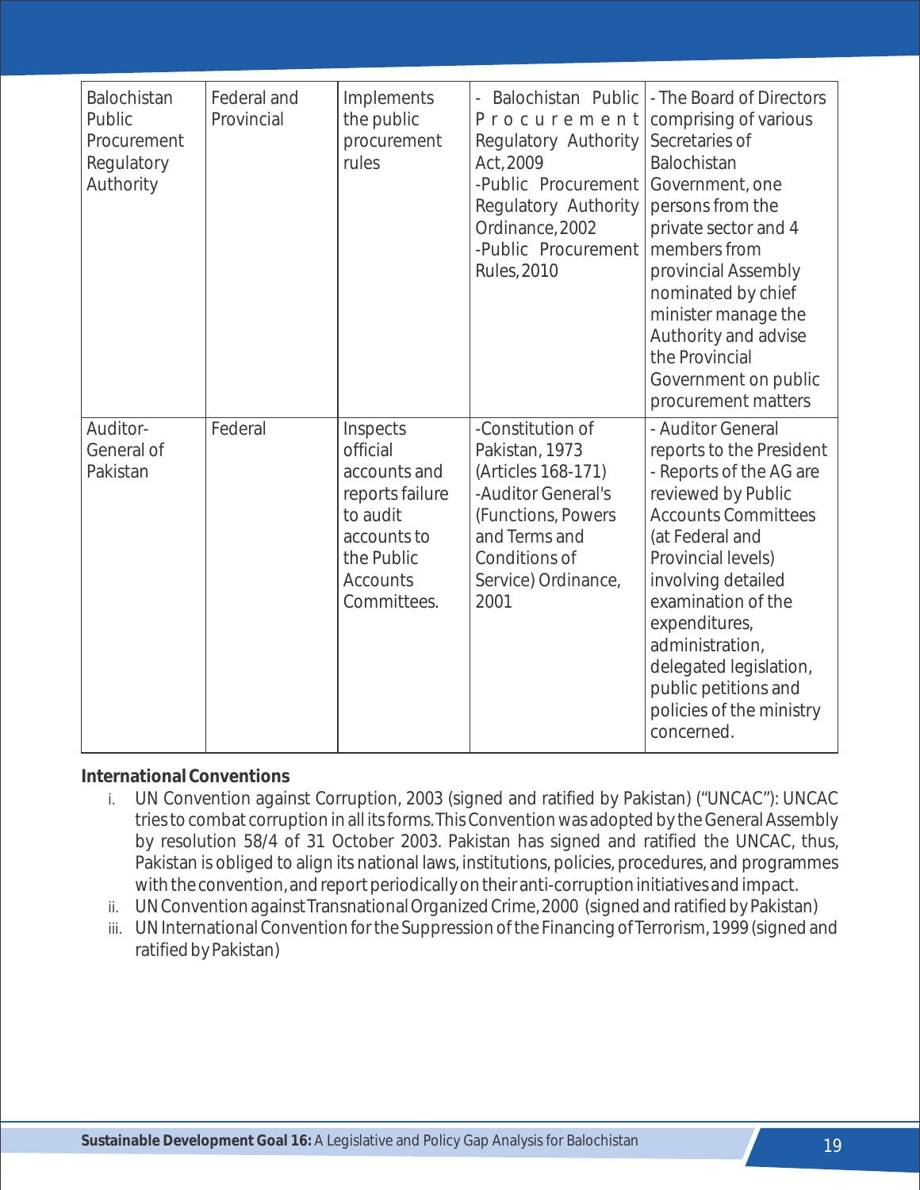| | | | | |
|---|---|---|---|---|
| Balochistan Public Procurement Regulatory Authority | Federal and Provincial | Implements the public procurement rules | - Balochistan Public Procurement Regulatory Authority Act, 2009<br>-Public Procurement Regulatory Authority Ordinance, 2002<br>-Public Procurement Rules, 2010 | - The Board of Directors comprising of various Secretaries of Balochistan Government, one persons from the private sector and 4 members from provincial Assembly nominated by chief minister manage the Authority and advise the Provincial Government on public procurement matters |
| Auditor-General of Pakistan | Federal | Inspects official accounts and reports failure to audit accounts to the Public Accounts Committees. | -Constitution of Pakistan, 1973 (Articles 168-171)<br>-Auditor General's (Functions, Powers and Terms and Conditions of Service) Ordinance, 2001 | - Auditor General reports to the President<br>- Reports of the AG are reviewed by Public Accounts Committees (at Federal and Provincial levels) involving detailed examination of the expenditures, administration, delegated legislation, public petitions and policies of the ministry concerned. |

**International Conventions**

i. UN Convention against Corruption, 2003 (signed and ratified by Pakistan) ("UNCAC"): UNCAC tries to combat corruption in all its forms. This Convention was adopted by the General Assembly by resolution 58/4 of 31 October 2003. Pakistan has signed and ratified the UNCAC, thus, Pakistan is obliged to align its national laws, institutions, policies, procedures, and programmes with the convention, and report periodically on their anti-corruption initiatives and impact.

ii. UN Convention against Transnational Organized Crime, 2000 (signed and ratified by Pakistan)

iii. UN International Convention for the Suppression of the Financing of Terrorism, 1999 (signed and ratified by Pakistan)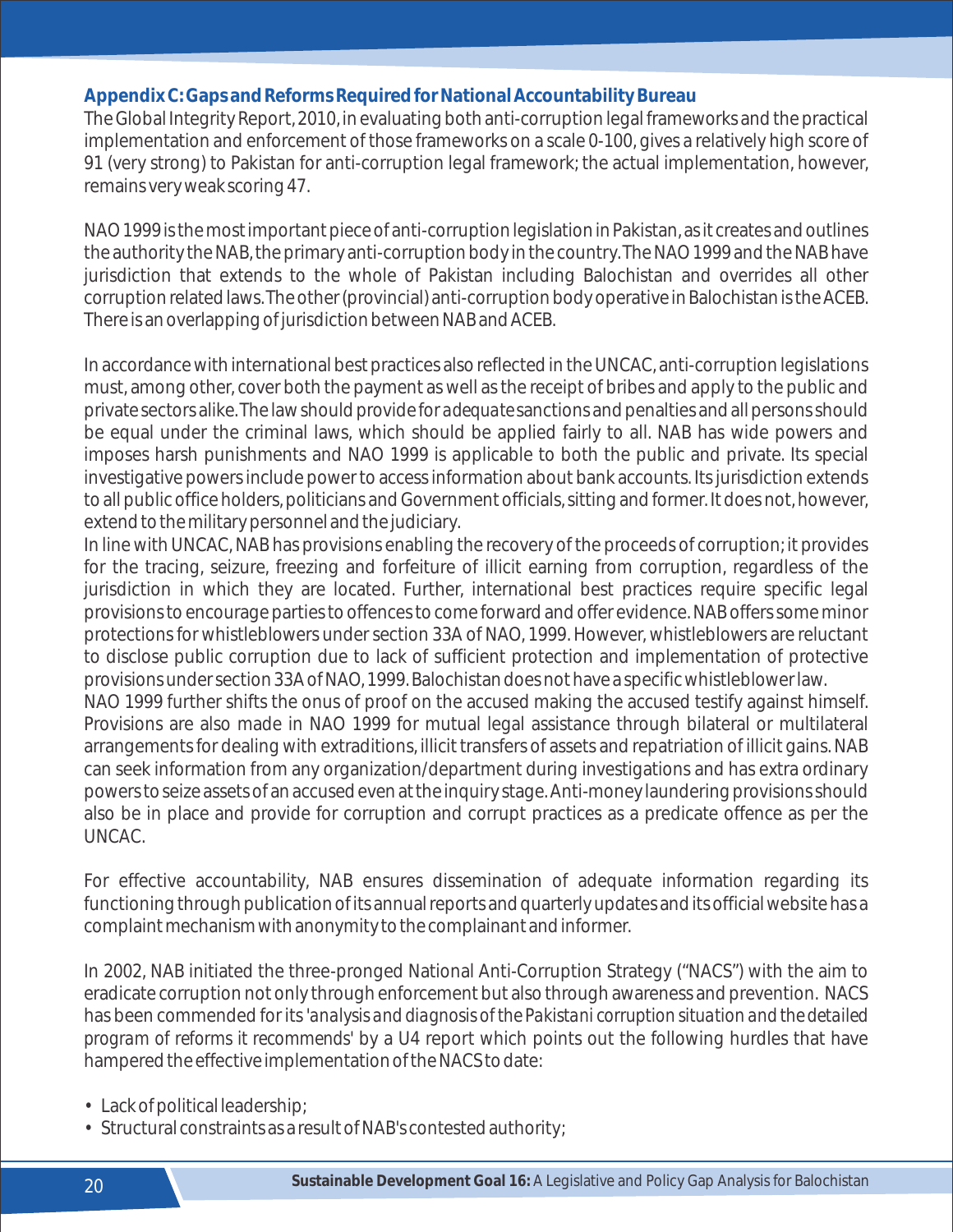### Appendix C: Gaps and Reforms Required for National Accountability Bureau

The Global Integrity Report, 2010, in evaluating both anti-corruption legal frameworks and the practical implementation and enforcement of those frameworks on a scale 0-100, gives a relatively high score of 91 (very strong) to Pakistan for anti-corruption legal framework; the actual implementation, however, remains very weak scoring 47.

NAO 1999 is the most important piece of anti-corruption legislation in Pakistan, as it creates and outlines the authority the NAB, the primary anti-corruption body in the country. The NAO 1999 and the NAB have jurisdiction that extends to the whole of Pakistan including Balochistan and overrides all other corruption related laws. The other (provincial) anti-corruption body operative in Balochistan is the ACEB. There is an overlapping of jurisdiction between NAB and ACEB.

In accordance with international best practices also reflected in the UNCAC, anti-corruption legislations must, among other, cover both the payment as well as the receipt of bribes and apply to the public and private sectors alike. The law should provide for adequate sanctions and penalties and all persons should be equal under the criminal laws, which should be applied fairly to all. NAB has wide powers and imposes harsh punishments and NAO 1999 is applicable to both the public and private. Its special investigative powers include power to access information about bank accounts. Its jurisdiction extends to all public office holders, politicians and Government officials, sitting and former. It does not, however, extend to the military personnel and the judiciary.

In line with UNCAC, NAB has provisions enabling the recovery of the proceeds of corruption; it provides for the tracing, seizure, freezing and forfeiture of illicit earning from corruption, regardless of the jurisdiction in which they are located. Further, international best practices require specific legal provisions to encourage parties to offences to come forward and offer evidence. NAB offers some minor protections for whistleblowers under section 33A of NAO, 1999. However, whistleblowers are reluctant to disclose public corruption due to lack of sufficient protection and implementation of protective provisions under section 33A of NAO, 1999. Balochistan does not have a specific whistleblower law.

NAO 1999 further shifts the onus of proof on the accused making the accused testify against himself. Provisions are also made in NAO 1999 for mutual legal assistance through bilateral or multilateral arrangements for dealing with extraditions, illicit transfers of assets and repatriation of illicit gains. NAB can seek information from any organization/department during investigations and has extra ordinary powers to seize assets of an accused even at the inquiry stage. Anti-money laundering provisions should also be in place and provide for corruption and corrupt practices as a predicate offence as per the UNCAC.

For effective accountability, NAB ensures dissemination of adequate information regarding its functioning through publication of its annual reports and quarterly updates and its official website has a complaint mechanism with anonymity to the complainant and informer.

In 2002, NAB initiated the three-pronged National Anti-Corruption Strategy ("NACS") with the aim to eradicate corruption not only through enforcement but also through awareness and prevention. NACS has been commended for its '*analysis and diagnosis of the Pakistani corruption situation and the detailed program of reforms it recommends*' by a U4 report which points out the following hurdles that have hampered the effective implementation of the NACS to date:

- Lack of political leadership;
- Structural constraints as a result of NAB's contested authority;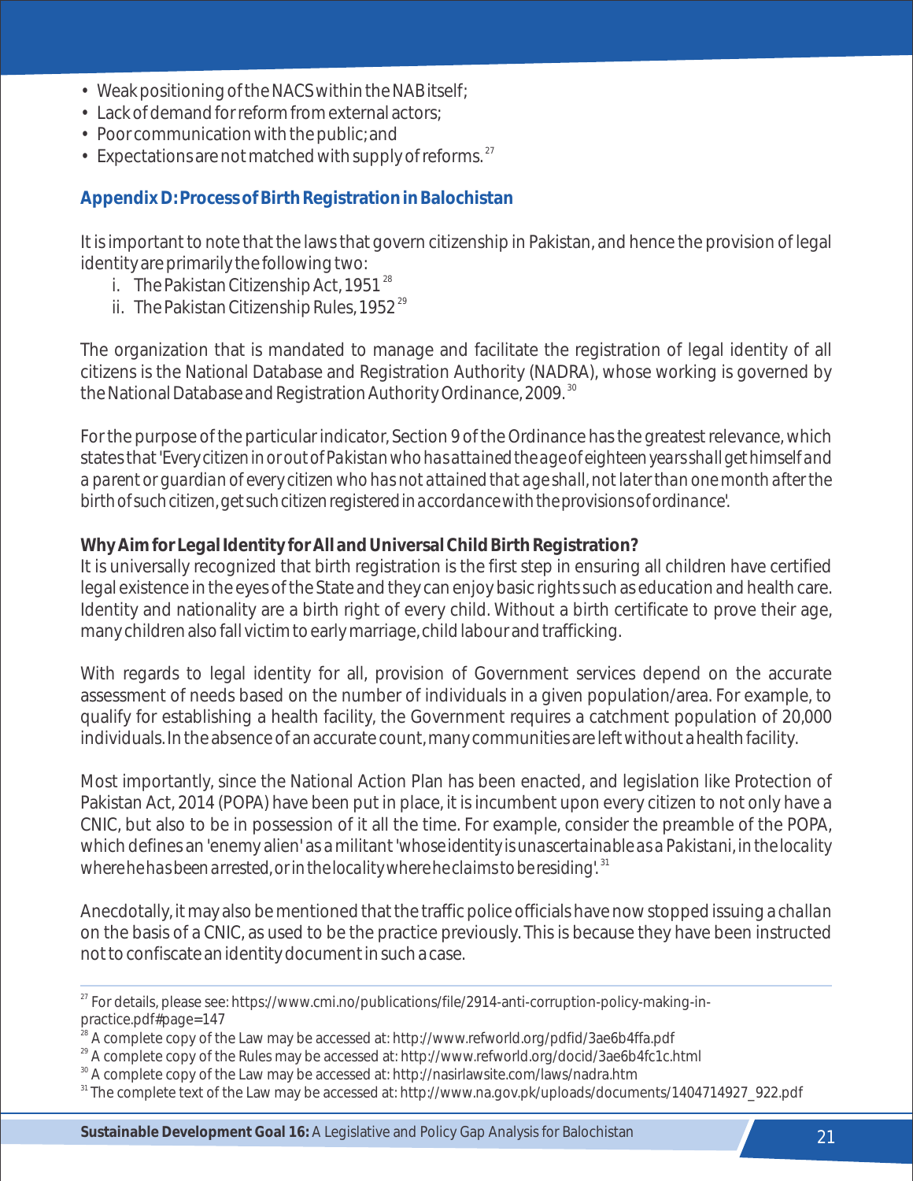- Weak positioning of the NACS within the NAB itself;
- Lack of demand for reform from external actors;
- Poor communication with the public; and
- Expectations are not matched with supply of reforms.[27]

### Appendix D: Process of Birth Registration in Balochistan

It is important to note that the laws that govern citizenship in Pakistan, and hence the provision of legal identity are primarily the following two:

i. The Pakistan Citizenship Act, 1951[28]
ii. The Pakistan Citizenship Rules, 1952[29]

The organization that is mandated to manage and facilitate the registration of legal identity of all citizens is the National Database and Registration Authority (NADRA), whose working is governed by the National Database and Registration Authority Ordinance, 2009.[30]

For the purpose of the particular indicator, Section 9 of the Ordinance has the greatest relevance, which states that '*Every citizen in or out of Pakistan who has attained the age of eighteen years shall get himself and a parent or guardian of every citizen who has not attained that age shall, not later than one month after the birth of such citizen, get such citizen registered in accordance with the provisions of ordinance*'.

**Why Aim for Legal Identity for All and Universal Child Birth Registration?**

It is universally recognized that birth registration is the first step in ensuring all children have certified legal existence in the eyes of the State and they can enjoy basic rights such as education and health care. Identity and nationality are a birth right of every child. Without a birth certificate to prove their age, many children also fall victim to early marriage, child labour and trafficking.

With regards to legal identity for all, provision of Government services depend on the accurate assessment of needs based on the number of individuals in a given population/area. For example, to qualify for establishing a health facility, the Government requires a catchment population of 20,000 individuals. In the absence of an accurate count, many communities are left without a health facility.

Most importantly, since the National Action Plan has been enacted, and legislation like Protection of Pakistan Act, 2014 (POPA) have been put in place, it is incumbent upon every citizen to not only have a CNIC, but also to be in possession of it all the time. For example, consider the preamble of the POPA, which defines an 'enemy alien' as a militant '*whose identity is unascertainable as a Pakistani, in the locality where he has been arrested, or in the locality where he claims to be residing*'.[31]

Anecdotally, it may also be mentioned that the traffic police officials have now stopped issuing a *challan* on the basis of a CNIC, as used to be the practice previously. This is because they have been instructed not to confiscate an identity document in such a case.

---

[27] For details, please see: https://www.cmi.no/publications/file/2914-anti-corruption-policy-making-in-practice.pdf#page=147

[28] A complete copy of the Law may be accessed at: http://www.refworld.org/pdfid/3ae6b4ffa.pdf

[29] A complete copy of the Rules may be accessed at: http://www.refworld.org/docid/3ae6b4fc1c.html

[30] A complete copy of the Law may be accessed at: http://nasirlawsite.com/laws/nadra.htm

[31] The complete text of the Law may be accessed at: http://www.na.gov.pk/uploads/documents/1404714927_922.pdf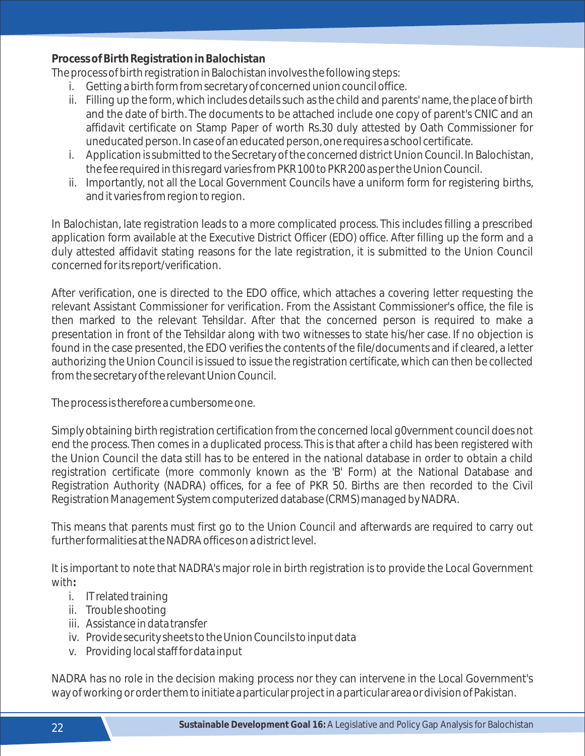**Process of Birth Registration in Balochistan**

The process of birth registration in Balochistan involves the following steps:

i. Getting a birth form from secretary of concerned union council office.

ii. Filling up the form, which includes details such as the child and parents' name, the place of birth and the date of birth. The documents to be attached include one copy of parent's CNIC and an affidavit certificate on Stamp Paper of worth Rs.30 duly attested by Oath Commissioner for uneducated person. In case of an educated person, one requires a school certificate.

i. Application is submitted to the Secretary of the concerned district Union Council. In Balochistan, the fee required in this regard varies from PKR 100 to PKR 200 as per the Union Council.

ii. Importantly, not all the Local Government Councils have a uniform form for registering births, and it varies from region to region.

In Balochistan, late registration leads to a more complicated process. This includes filling a prescribed application form available at the Executive District Officer (EDO) office. After filling up the form and a duly attested affidavit stating reasons for the late registration, it is submitted to the Union Council concerned for its report/verification.

After verification, one is directed to the EDO office, which attaches a covering letter requesting the relevant Assistant Commissioner for verification. From the Assistant Commissioner's office, the file is then marked to the relevant Tehsildar. After that the concerned person is required to make a presentation in front of the Tehsildar along with two witnesses to state his/her case. If no objection is found in the case presented, the EDO verifies the contents of the file/documents and if cleared, a letter authorizing the Union Council is issued to issue the registration certificate, which can then be collected from the secretary of the relevant Union Council.

The process is therefore a cumbersome one.

Simply obtaining birth registration certification from the concerned local g0vernment council does not end the process. Then comes in a duplicated process. This is that after a child has been registered with the Union Council the data still has to be entered in the national database in order to obtain a child registration certificate (more commonly known as the 'B' Form) at the National Database and Registration Authority (NADRA) offices, for a fee of PKR 50. Births are then recorded to the Civil Registration Management System computerized database (CRMS) managed by NADRA.

This means that parents must first go to the Union Council and afterwards are required to carry out further formalities at the NADRA offices on a district level.

It is important to note that NADRA's major role in birth registration is to provide the Local Government with**:**

i. IT related training
ii. Trouble shooting
iii. Assistance in data transfer
iv. Provide security sheets to the Union Councils to input data
v. Providing local staff for data input

NADRA has no role in the decision making process nor they can intervene in the Local Government's way of working or order them to initiate a particular project in a particular area or division of Pakistan.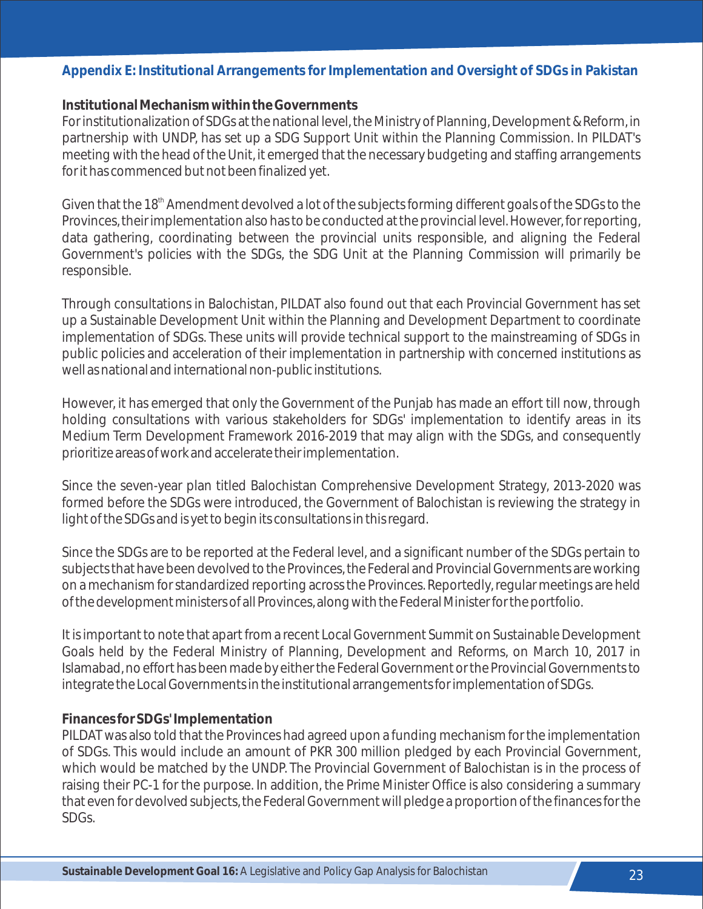## Appendix E: Institutional Arrangements for Implementation and Oversight of SDGs in Pakistan

**Institutional Mechanism within the Governments**

For institutionalization of SDGs at the national level, the Ministry of Planning, Development & Reform, in partnership with UNDP, has set up a SDG Support Unit within the Planning Commission. In PILDAT's meeting with the head of the Unit, it emerged that the necessary budgeting and staffing arrangements for it has commenced but not been finalized yet.

Given that the 18th Amendment devolved a lot of the subjects forming different goals of the SDGs to the Provinces, their implementation also has to be conducted at the provincial level. However, for reporting, data gathering, coordinating between the provincial units responsible, and aligning the Federal Government's policies with the SDGs, the SDG Unit at the Planning Commission will primarily be responsible.

Through consultations in Balochistan, PILDAT also found out that each Provincial Government has set up a Sustainable Development Unit within the Planning and Development Department to coordinate implementation of SDGs. These units will provide technical support to the mainstreaming of SDGs in public policies and acceleration of their implementation in partnership with concerned institutions as well as national and international non-public institutions.

However, it has emerged that only the Government of the Punjab has made an effort till now, through holding consultations with various stakeholders for SDGs' implementation to identify areas in its Medium Term Development Framework 2016-2019 that may align with the SDGs, and consequently prioritize areas of work and accelerate their implementation.

Since the seven-year plan titled Balochistan Comprehensive Development Strategy, 2013-2020 was formed before the SDGs were introduced, the Government of Balochistan is reviewing the strategy in light of the SDGs and is yet to begin its consultations in this regard.

Since the SDGs are to be reported at the Federal level, and a significant number of the SDGs pertain to subjects that have been devolved to the Provinces, the Federal and Provincial Governments are working on a mechanism for standardized reporting across the Provinces. Reportedly, regular meetings are held of the development ministers of all Provinces, along with the Federal Minister for the portfolio.

It is important to note that apart from a recent Local Government Summit on Sustainable Development Goals held by the Federal Ministry of Planning, Development and Reforms, on March 10, 2017 in Islamabad, no effort has been made by either the Federal Government or the Provincial Governments to integrate the Local Governments in the institutional arrangements for implementation of SDGs.

**Finances for SDGs' Implementation**

PILDAT was also told that the Provinces had agreed upon a funding mechanism for the implementation of SDGs. This would include an amount of PKR 300 million pledged by each Provincial Government, which would be matched by the UNDP. The Provincial Government of Balochistan is in the process of raising their PC-1 for the purpose. In addition, the Prime Minister Office is also considering a summary that even for devolved subjects, the Federal Government will pledge a proportion of the finances for the SDGs.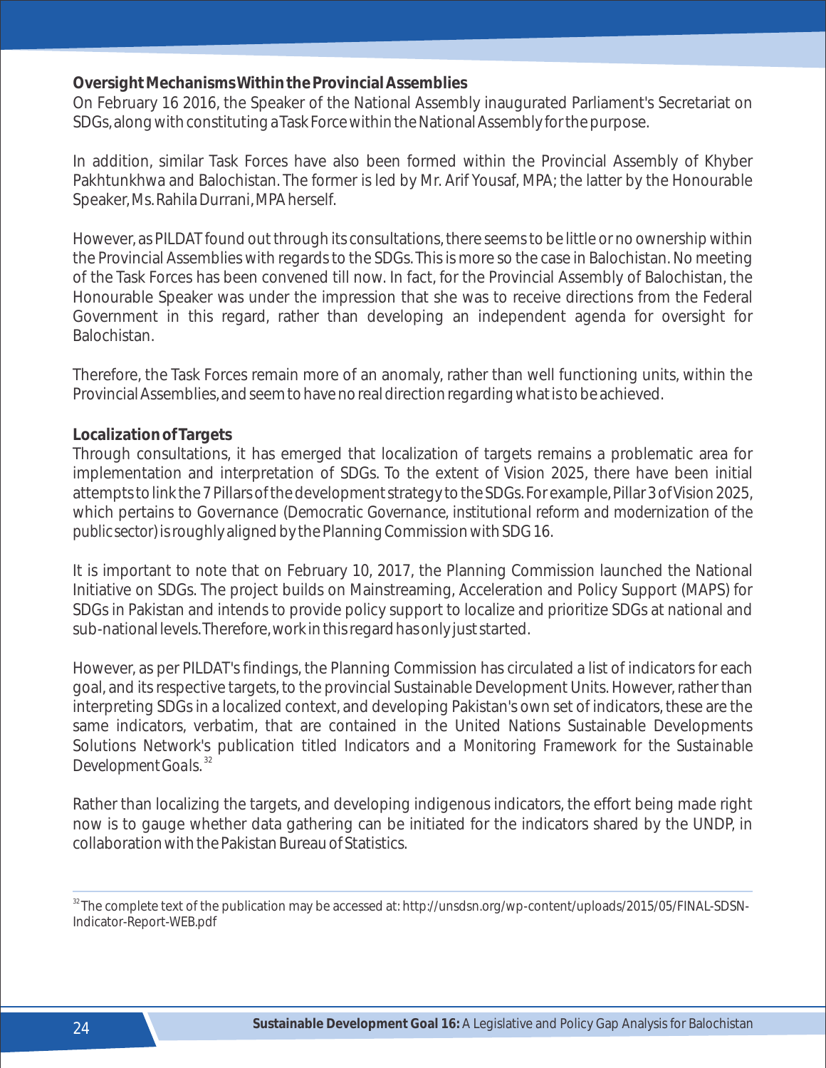### Oversight Mechanisms Within the Provincial Assemblies

On February 16 2016, the Speaker of the National Assembly inaugurated Parliament's Secretariat on SDGs, along with constituting a Task Force within the National Assembly for the purpose.

In addition, similar Task Forces have also been formed within the Provincial Assembly of Khyber Pakhtunkhwa and Balochistan. The former is led by Mr. Arif Yousaf, MPA; the latter by the Honourable Speaker, Ms. Rahila Durrani, MPA herself.

However, as PILDAT found out through its consultations, there seems to be little or no ownership within the Provincial Assemblies with regards to the SDGs. This is more so the case in Balochistan. No meeting of the Task Forces has been convened till now. In fact, for the Provincial Assembly of Balochistan, the Honourable Speaker was under the impression that she was to receive directions from the Federal Government in this regard, rather than developing an independent agenda for oversight for Balochistan.

Therefore, the Task Forces remain more of an anomaly, rather than well functioning units, within the Provincial Assemblies, and seem to have no real direction regarding what is to be achieved.

### Localization of Targets

Through consultations, it has emerged that localization of targets remains a problematic area for implementation and interpretation of SDGs. To the extent of Vision 2025, there have been initial attempts to link the 7 Pillars of the development strategy to the SDGs. For example, Pillar 3 of Vision 2025, which pertains to Governance (*Democratic Governance, institutional reform and modernization of the public sector*) is roughly aligned by the Planning Commission with SDG 16.

It is important to note that on February 10, 2017, the Planning Commission launched the National Initiative on SDGs. The project builds on Mainstreaming, Acceleration and Policy Support (MAPS) for SDGs in Pakistan and intends to provide policy support to localize and prioritize SDGs at national and sub-national levels. Therefore, work in this regard has only just started.

However, as per PILDAT's findings, the Planning Commission has circulated a list of indicators for each goal, and its respective targets, to the provincial Sustainable Development Units. However, rather than interpreting SDGs in a localized context, and developing Pakistan's own set of indicators, these are the same indicators, verbatim, that are contained in the United Nations Sustainable Developments Solutions Network's publication titled *Indicators and a Monitoring Framework for the Sustainable Development Goals.*[32]

Rather than localizing the targets, and developing indigenous indicators, the effort being made right now is to gauge whether data gathering can be initiated for the indicators shared by the UNDP, in collaboration with the Pakistan Bureau of Statistics.

---

[32] The complete text of the publication may be accessed at: http://unsdsn.org/wp-content/uploads/2015/05/FINAL-SDSN-Indicator-Report-WEB.pdf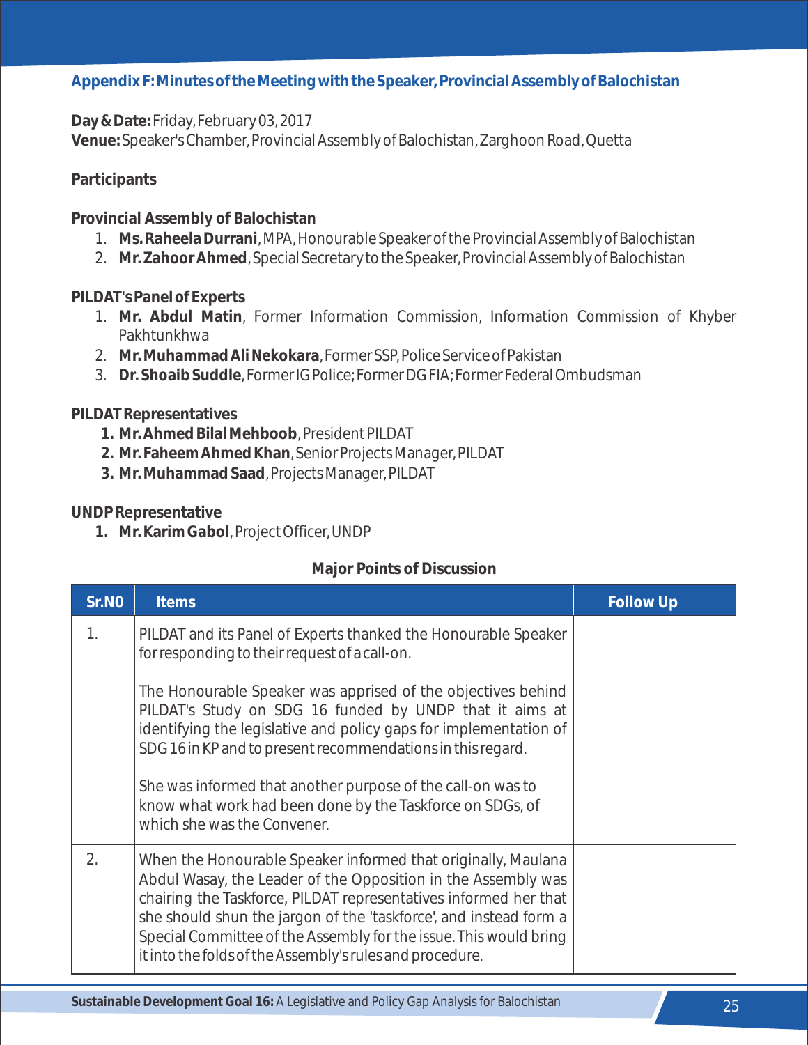## Appendix F: Minutes of the Meeting with the Speaker, Provincial Assembly of Balochistan

**Day & Date:** Friday, February 03, 2017
**Venue:** Speaker's Chamber, Provincial Assembly of Balochistan, Zarghoon Road, Quetta

**Participants**

**Provincial Assembly of Balochistan**

1. **Ms. Raheela Durrani**, MPA, Honourable Speaker of the Provincial Assembly of Balochistan
2. **Mr. Zahoor Ahmed**, Special Secretary to the Speaker, Provincial Assembly of Balochistan

**PILDAT's Panel of Experts**

1. **Mr. Abdul Matin**, Former Information Commission, Information Commission of Khyber Pakhtunkhwa
2. **Mr. Muhammad Ali Nekokara**, Former SSP, Police Service of Pakistan
3. **Dr. Shoaib Suddle**, Former IG Police; Former DG FIA; Former Federal Ombudsman

**PILDAT Representatives**

1. **Mr. Ahmed Bilal Mehboob**, President PILDAT
2. **Mr. Faheem Ahmed Khan**, Senior Projects Manager, PILDAT
3. **Mr. Muhammad Saad**, Projects Manager, PILDAT

**UNDP Representative**

1. **Mr. Karim Gabol**, Project Officer, UNDP

**Major Points of Discussion**

| Sr.N0 | Items | Follow Up |
|---|---|---|
| 1. | PILDAT and its Panel of Experts thanked the Honourable Speaker for responding to their request of a call-on.<br><br>The Honourable Speaker was apprised of the objectives behind PILDAT's Study on SDG 16 funded by UNDP that it aims at identifying the legislative and policy gaps for implementation of SDG 16 in KP and to present recommendations in this regard.<br><br>She was informed that another purpose of the call-on was to know what work had been done by the Taskforce on SDGs, of which she was the Convener. | |
| 2. | When the Honourable Speaker informed that originally, Maulana Abdul Wasay, the Leader of the Opposition in the Assembly was chairing the Taskforce, PILDAT representatives informed her that she should shun the jargon of the 'taskforce', and instead form a Special Committee of the Assembly for the issue. This would bring it into the folds of the Assembly's rules and procedure. | |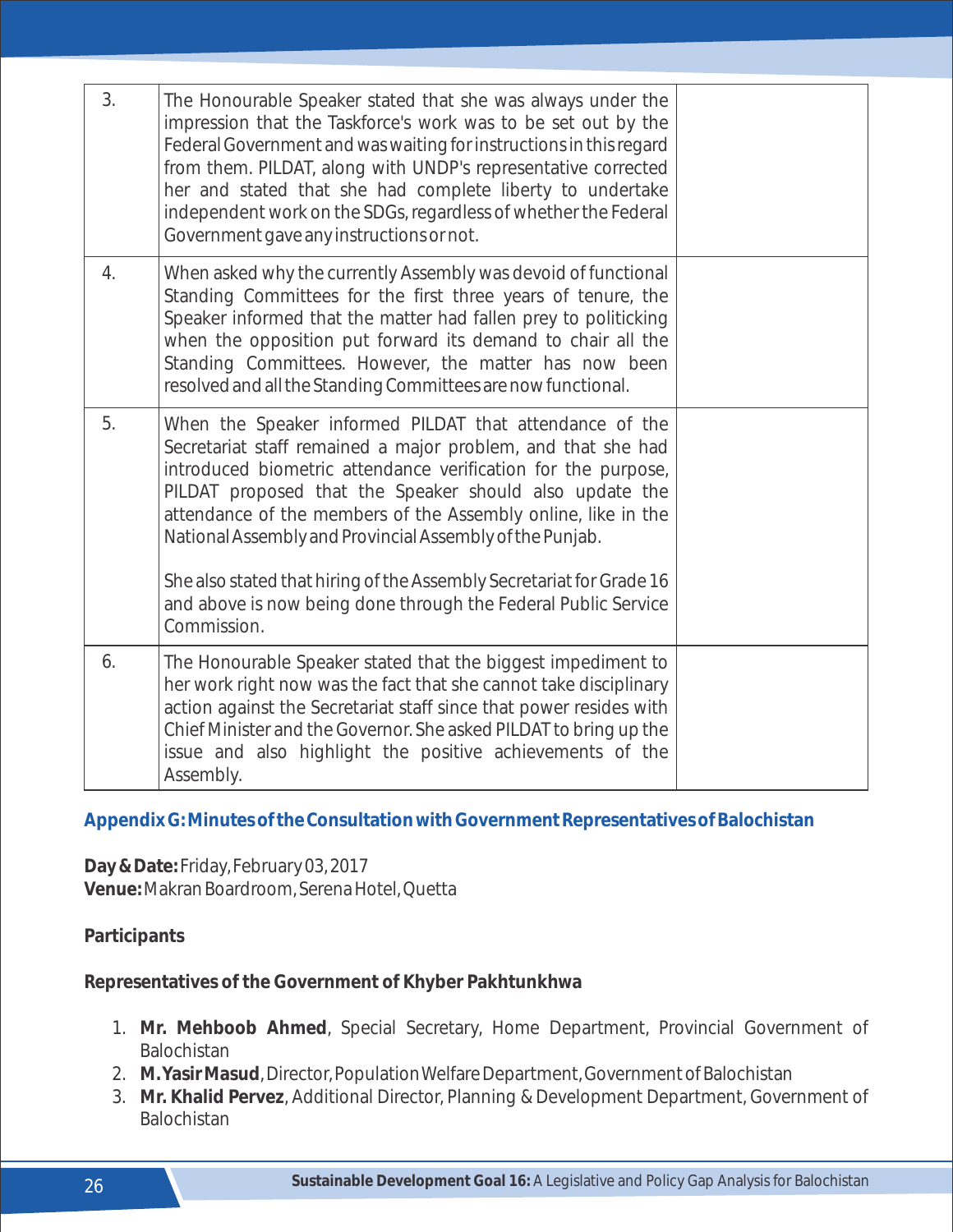| | | |
|---|---|---|
| 3. | The Honourable Speaker stated that she was always under the impression that the Taskforce's work was to be set out by the Federal Government and was waiting for instructions in this regard from them. PILDAT, along with UNDP's representative corrected her and stated that she had complete liberty to undertake independent work on the SDGs, regardless of whether the Federal Government gave any instructions or not. | |
| 4. | When asked why the currently Assembly was devoid of functional Standing Committees for the first three years of tenure, the Speaker informed that the matter had fallen prey to politicking when the opposition put forward its demand to chair all the Standing Committees. However, the matter has now been resolved and all the Standing Committees are now functional. | |
| 5. | When the Speaker informed PILDAT that attendance of the Secretariat staff remained a major problem, and that she had introduced biometric attendance verification for the purpose, PILDAT proposed that the Speaker should also update the attendance of the members of the Assembly online, like in the National Assembly and Provincial Assembly of the Punjab.<br><br>She also stated that hiring of the Assembly Secretariat for Grade 16 and above is now being done through the Federal Public Service Commission. | |
| 6. | The Honourable Speaker stated that the biggest impediment to her work right now was the fact that she cannot take disciplinary action against the Secretariat staff since that power resides with Chief Minister and the Governor. She asked PILDAT to bring up the issue and also highlight the positive achievements of the Assembly. | |

## Appendix G: Minutes of the Consultation with Government Representatives of Balochistan

**Day & Date:** Friday, February 03, 2017
**Venue:** Makran Boardroom, Serena Hotel, Quetta

**Participants**

**Representatives of the Government of Khyber Pakhtunkhwa**

1. **Mr. Mehboob Ahmed**, Special Secretary, Home Department, Provincial Government of Balochistan
2. **M. Yasir Masud**, Director, Population Welfare Department, Government of Balochistan
3. **Mr. Khalid Pervez**, Additional Director, Planning & Development Department, Government of Balochistan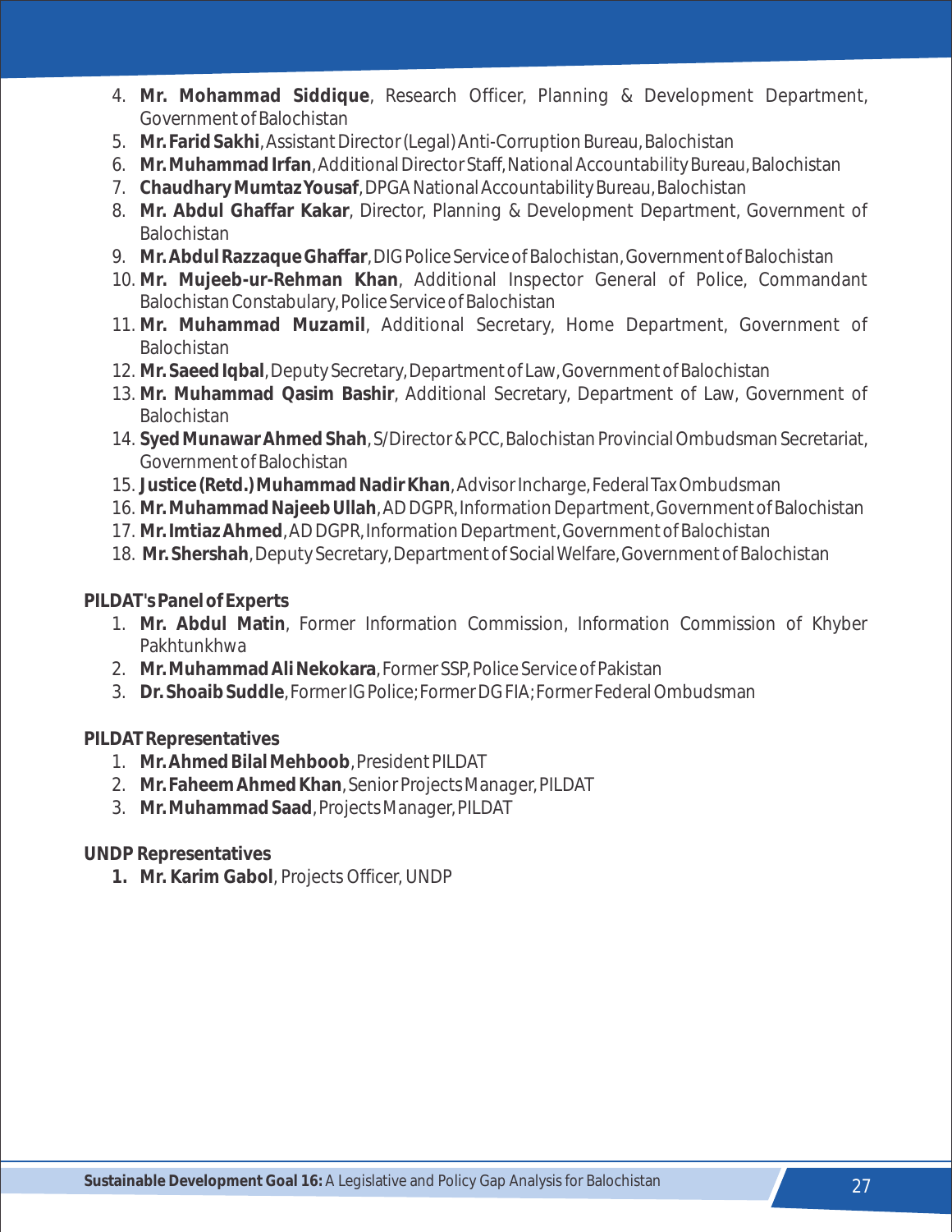4. **Mr. Mohammad Siddique**, Research Officer, Planning & Development Department, Government of Balochistan
5. **Mr. Farid Sakhi**, Assistant Director (Legal) Anti-Corruption Bureau, Balochistan
6. **Mr. Muhammad Irfan**, Additional Director Staff, National Accountability Bureau, Balochistan
7. **Chaudhary Mumtaz Yousaf**, DPGA National Accountability Bureau, Balochistan
8. **Mr. Abdul Ghaffar Kakar**, Director, Planning & Development Department, Government of Balochistan
9. **Mr. Abdul Razzaque Ghaffar**, DIG Police Service of Balochistan, Government of Balochistan
10. **Mr. Mujeeb-ur-Rehman Khan**, Additional Inspector General of Police, Commandant Balochistan Constabulary, Police Service of Balochistan
11. **Mr. Muhammad Muzamil**, Additional Secretary, Home Department, Government of Balochistan
12. **Mr. Saeed Iqbal**, Deputy Secretary, Department of Law, Government of Balochistan
13. **Mr. Muhammad Qasim Bashir**, Additional Secretary, Department of Law, Government of Balochistan
14. **Syed Munawar Ahmed Shah**, S/Director & PCC, Balochistan Provincial Ombudsman Secretariat, Government of Balochistan
15. **Justice (Retd.) Muhammad Nadir Khan**, Advisor Incharge, Federal Tax Ombudsman
16. **Mr. Muhammad Najeeb Ullah**, AD DGPR, Information Department, Government of Balochistan
17. **Mr. Imtiaz Ahmed**, AD DGPR, Information Department, Government of Balochistan
18. **Mr. Shershah**, Deputy Secretary, Department of Social Welfare, Government of Balochistan

**PILDAT's Panel of Experts**

1. **Mr. Abdul Matin**, Former Information Commission, Information Commission of Khyber Pakhtunkhwa
2. **Mr. Muhammad Ali Nekokara**, Former SSP, Police Service of Pakistan
3. **Dr. Shoaib Suddle**, Former IG Police; Former DG FIA; Former Federal Ombudsman

**PILDAT Representatives**

1. **Mr. Ahmed Bilal Mehboob**, President PILDAT
2. **Mr. Faheem Ahmed Khan**, Senior Projects Manager, PILDAT
3. **Mr. Muhammad Saad**, Projects Manager, PILDAT

**UNDP Representatives**

1. **Mr. Karim Gabol**, Projects Officer, UNDP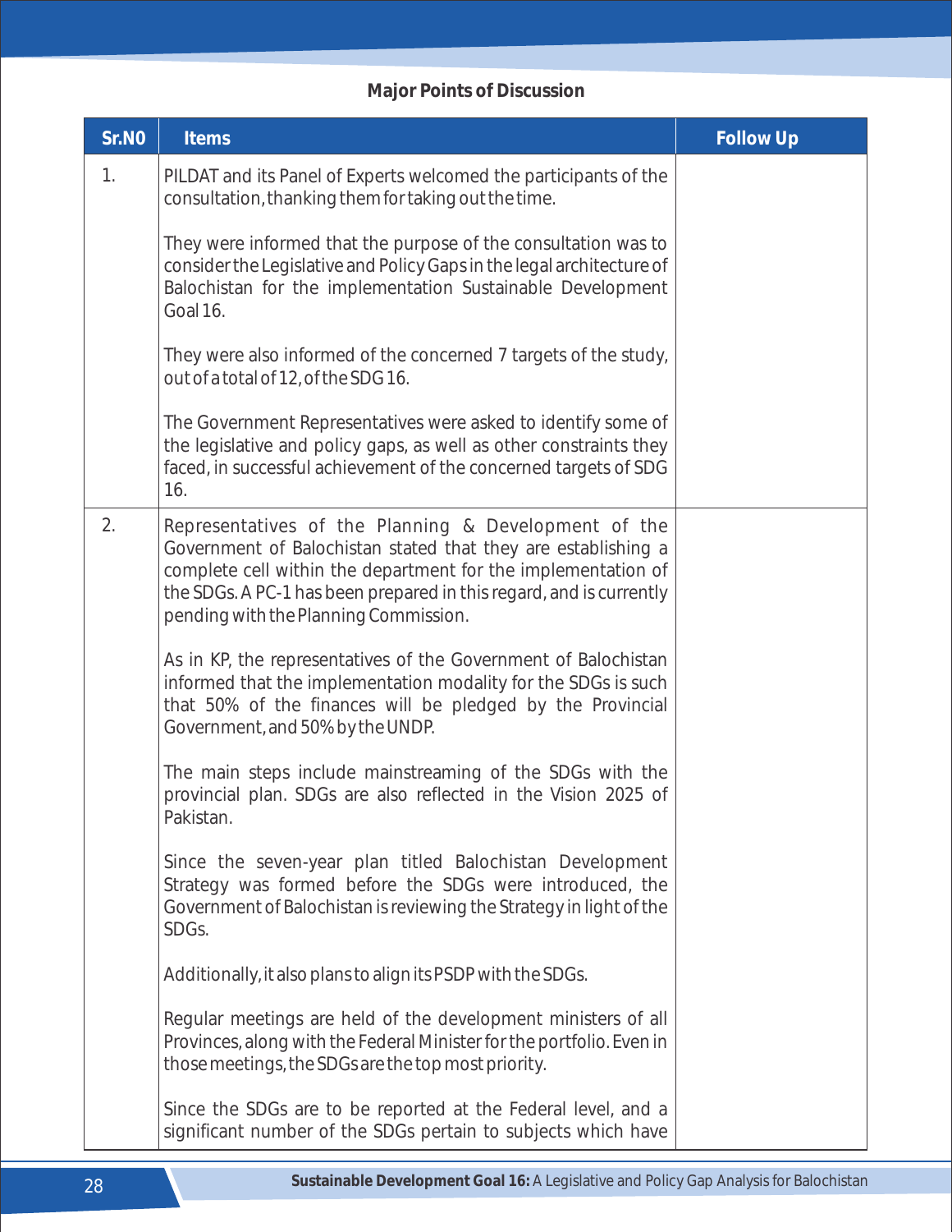**Major Points of Discussion**

| Sr.NO | Items | Follow Up |
|---|---|---|
| 1. | PILDAT and its Panel of Experts welcomed the participants of the consultation, thanking them for taking out the time.<br><br>They were informed that the purpose of the consultation was to consider the Legislative and Policy Gaps in the legal architecture of Balochistan for the implementation Sustainable Development Goal 16.<br><br>They were also informed of the concerned 7 targets of the study, out of a total of 12, of the SDG 16.<br><br>The Government Representatives were asked to identify some of the legislative and policy gaps, as well as other constraints they faced, in successful achievement of the concerned targets of SDG 16. | |
| 2. | Representatives of the Planning & Development of the Government of Balochistan stated that they are establishing a complete cell within the department for the implementation of the SDGs. A PC-1 has been prepared in this regard, and is currently pending with the Planning Commission.<br><br>As in KP, the representatives of the Government of Balochistan informed that the implementation modality for the SDGs is such that 50% of the finances will be pledged by the Provincial Government, and 50% by the UNDP.<br><br>The main steps include mainstreaming of the SDGs with the provincial plan. SDGs are also reflected in the Vision 2025 of Pakistan.<br><br>Since the seven-year plan titled Balochistan Development Strategy was formed before the SDGs were introduced, the Government of Balochistan is reviewing the Strategy in light of the SDGs.<br><br>Additionally, it also plans to align its PSDP with the SDGs.<br><br>Regular meetings are held of the development ministers of all Provinces, along with the Federal Minister for the portfolio. Even in those meetings, the SDGs are the top most priority.<br><br>Since the SDGs are to be reported at the Federal level, and a significant number of the SDGs pertain to subjects which have | |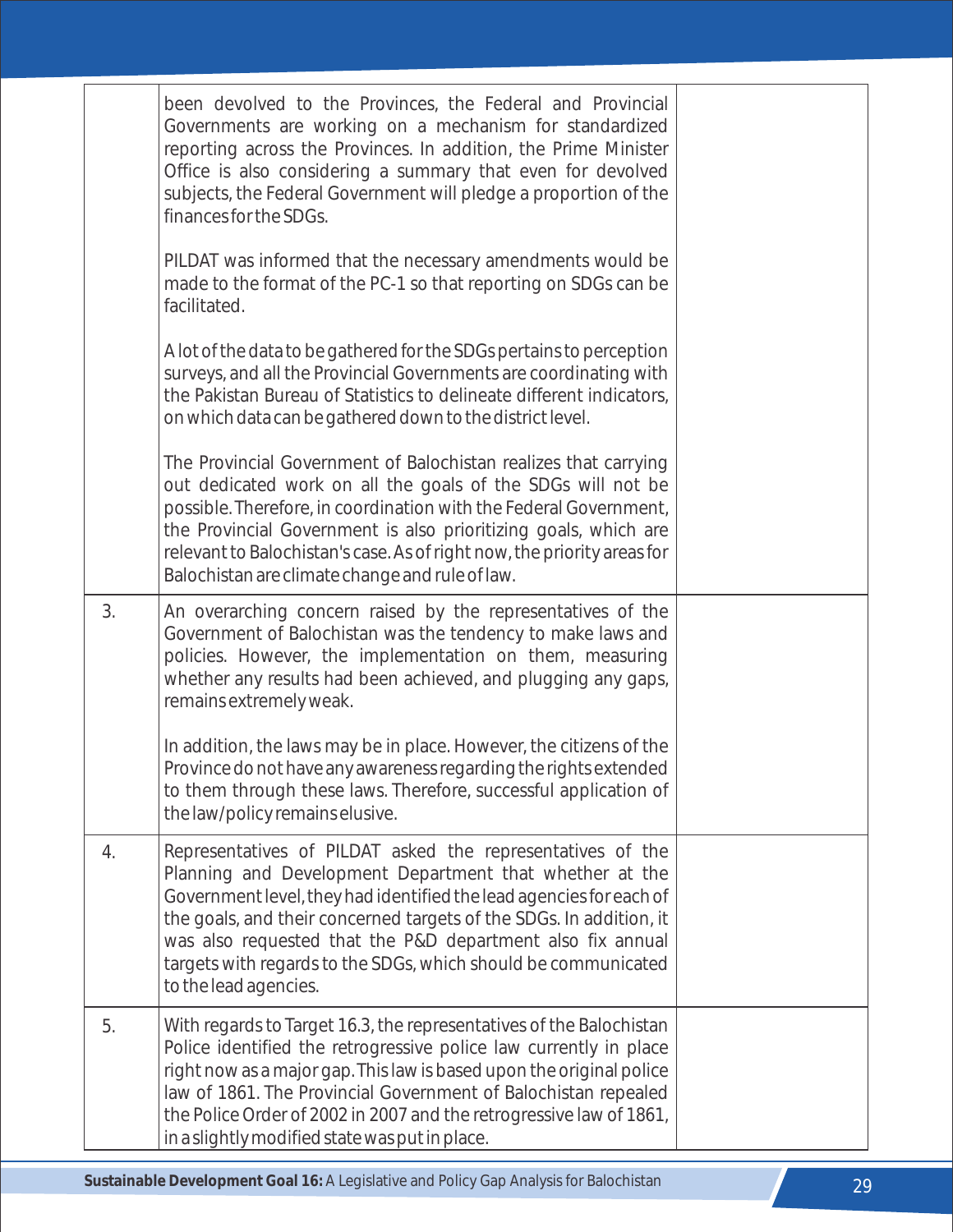| | | |
|---|---|---|
| | been devolved to the Provinces, the Federal and Provincial Governments are working on a mechanism for standardized reporting across the Provinces. In addition, the Prime Minister Office is also considering a summary that even for devolved subjects, the Federal Government will pledge a proportion of the finances for the SDGs.<br><br>PILDAT was informed that the necessary amendments would be made to the format of the PC-1 so that reporting on SDGs can be facilitated.<br><br>A lot of the data to be gathered for the SDGs pertains to perception surveys, and all the Provincial Governments are coordinating with the Pakistan Bureau of Statistics to delineate different indicators, on which data can be gathered down to the district level.<br><br>The Provincial Government of Balochistan realizes that carrying out dedicated work on all the goals of the SDGs will not be possible. Therefore, in coordination with the Federal Government, the Provincial Government is also prioritizing goals, which are relevant to Balochistan's case. As of right now, the priority areas for Balochistan are climate change and rule of law. | |
| 3. | An overarching concern raised by the representatives of the Government of Balochistan was the tendency to make laws and policies. However, the implementation on them, measuring whether any results had been achieved, and plugging any gaps, remains extremely weak.<br><br>In addition, the laws may be in place. However, the citizens of the Province do not have any awareness regarding the rights extended to them through these laws. Therefore, successful application of the law/policy remains elusive. | |
| 4. | Representatives of PILDAT asked the representatives of the Planning and Development Department that whether at the Government level, they had identified the lead agencies for each of the goals, and their concerned targets of the SDGs. In addition, it was also requested that the P&D department also fix annual targets with regards to the SDGs, which should be communicated to the lead agencies. | |
| 5. | With regards to Target 16.3, the representatives of the Balochistan Police identified the retrogressive police law currently in place right now as a major gap. This law is based upon the original police law of 1861. The Provincial Government of Balochistan repealed the Police Order of 2002 in 2007 and the retrogressive law of 1861, in a slightly modified state was put in place. | |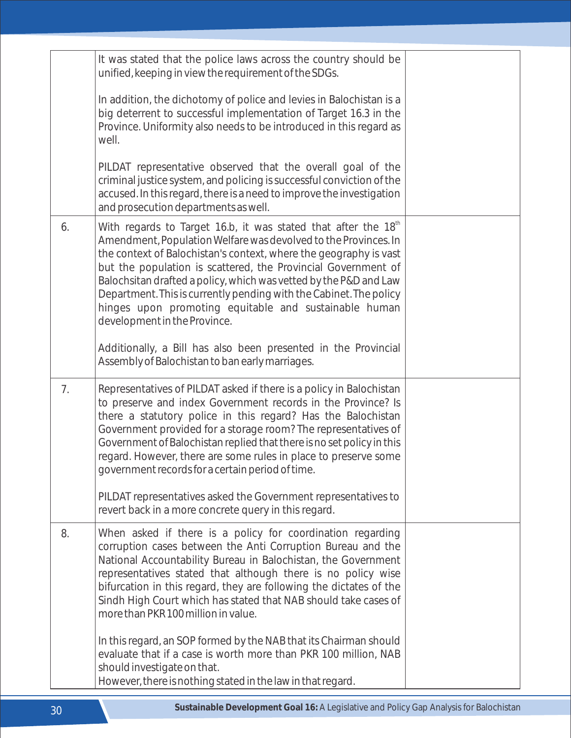| | | |
|---|---|---|
| | It was stated that the police laws across the country should be unified, keeping in view the requirement of the SDGs.<br><br>In addition, the dichotomy of police and levies in Balochistan is a big deterrent to successful implementation of Target 16.3 in the Province. Uniformity also needs to be introduced in this regard as well.<br><br>PILDAT representative observed that the overall goal of the criminal justice system, and policing is successful conviction of the accused. In this regard, there is a need to improve the investigation and prosecution departments as well. | |
| 6. | With regards to Target 16.b, it was stated that after the 18th Amendment, Population Welfare was devolved to the Provinces. In the context of Balochistan's context, where the geography is vast but the population is scattered, the Provincial Government of Balochsitan drafted a policy, which was vetted by the P&D and Law Department. This is currently pending with the Cabinet. The policy hinges upon promoting equitable and sustainable human development in the Province.<br><br>Additionally, a Bill has also been presented in the Provincial Assembly of Balochistan to ban early marriages. | |
| 7. | Representatives of PILDAT asked if there is a policy in Balochistan to preserve and index Government records in the Province? Is there a statutory police in this regard? Has the Balochistan Government provided for a storage room? The representatives of Government of Balochistan replied that there is no set policy in this regard. However, there are some rules in place to preserve some government records for a certain period of time.<br><br>PILDAT representatives asked the Government representatives to revert back in a more concrete query in this regard. | |
| 8. | When asked if there is a policy for coordination regarding corruption cases between the Anti Corruption Bureau and the National Accountability Bureau in Balochistan, the Government representatives stated that although there is no policy wise bifurcation in this regard, they are following the dictates of the Sindh High Court which has stated that NAB should take cases of more than PKR 100 million in value.<br><br>In this regard, an SOP formed by the NAB that its Chairman should evaluate that if a case is worth more than PKR 100 million, NAB should investigate on that.<br>However, there is nothing stated in the law in that regard. | |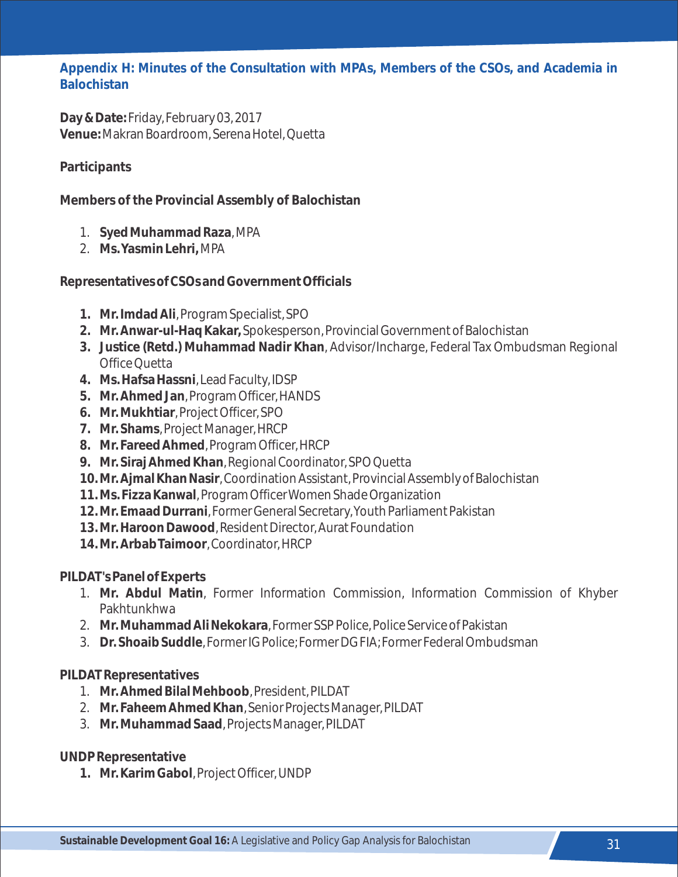## Appendix H: Minutes of the Consultation with MPAs, Members of the CSOs, and Academia in Balochistan

**Day & Date:** Friday, February 03, 2017
**Venue:** Makran Boardroom, Serena Hotel, Quetta

**Participants**

**Members of the Provincial Assembly of Balochistan**

1. **Syed Muhammad Raza**, MPA
2. **Ms. Yasmin Lehri,** MPA

**Representatives of CSOs and Government Officials**

1. **Mr. Imdad Ali**, Program Specialist, SPO
2. **Mr. Anwar-ul-Haq Kakar,** Spokesperson, Provincial Government of Balochistan
3. **Justice (Retd.) Muhammad Nadir Khan**, Advisor/Incharge, Federal Tax Ombudsman Regional Office Quetta
4. **Ms. Hafsa Hassni**, Lead Faculty, IDSP
5. **Mr. Ahmed Jan**, Program Officer, HANDS
6. **Mr. Mukhtiar**, Project Officer, SPO
7. **Mr. Shams**, Project Manager, HRCP
8. **Mr. Fareed Ahmed**, Program Officer, HRCP
9. **Mr. Siraj Ahmed Khan**, Regional Coordinator, SPO Quetta
10. **Mr. Ajmal Khan Nasir**, Coordination Assistant, Provincial Assembly of Balochistan
11. **Ms. Fizza Kanwal**, Program Officer Women Shade Organization
12. **Mr. Emaad Durrani**, Former General Secretary, Youth Parliament Pakistan
13. **Mr. Haroon Dawood**, Resident Director, Aurat Foundation
14. **Mr. Arbab Taimoor**, Coordinator, HRCP

**PILDAT's Panel of Experts**

1. **Mr. Abdul Matin**, Former Information Commission, Information Commission of Khyber Pakhtunkhwa
2. **Mr. Muhammad Ali Nekokara**, Former SSP Police, Police Service of Pakistan
3. **Dr. Shoaib Suddle**, Former IG Police; Former DG FIA; Former Federal Ombudsman

**PILDAT Representatives**

1. **Mr. Ahmed Bilal Mehboob**, President, PILDAT
2. **Mr. Faheem Ahmed Khan**, Senior Projects Manager, PILDAT
3. **Mr. Muhammad Saad**, Projects Manager, PILDAT

**UNDP Representative**

1. **Mr. Karim Gabol**, Project Officer, UNDP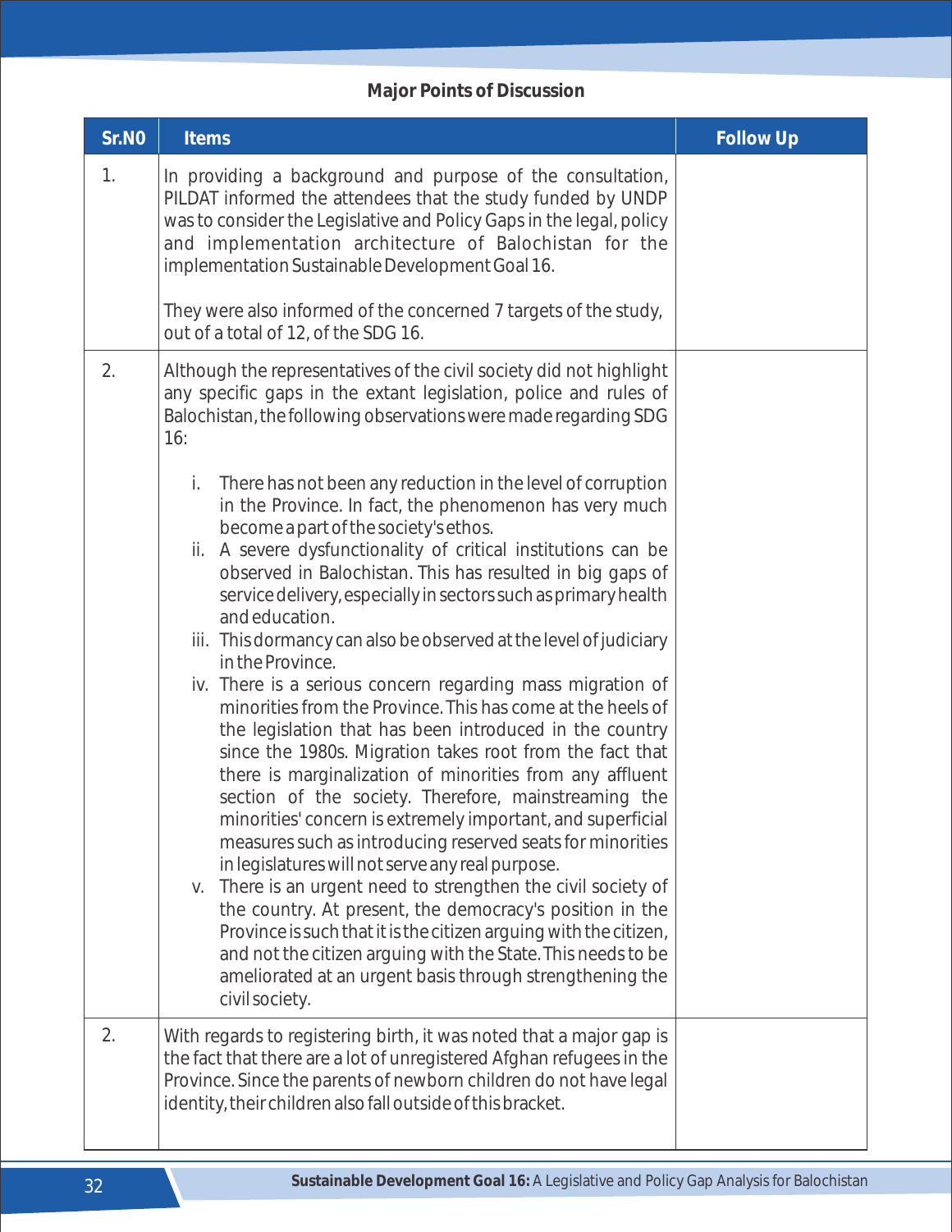**Major Points of Discussion**

| Sr.NO | Items | Follow Up |
|---|---|---|
| 1. | In providing a background and purpose of the consultation, PILDAT informed the attendees that the study funded by UNDP was to consider the Legislative and Policy Gaps in the legal, policy and implementation architecture of Balochistan for the implementation Sustainable Development Goal 16.<br><br>They were also informed of the concerned 7 targets of the study, out of a total of 12, of the SDG 16. | |
| 2. | Although the representatives of the civil society did not highlight any specific gaps in the extant legislation, police and rules of Balochistan, the following observations were made regarding SDG 16:<br><br>i. There has not been any reduction in the level of corruption in the Province. In fact, the phenomenon has very much become a part of the society's ethos.<br>ii. A severe dysfunctionality of critical institutions can be observed in Balochistan. This has resulted in big gaps of service delivery, especially in sectors such as primary health and education.<br>iii. This dormancy can also be observed at the level of judiciary in the Province.<br>iv. There is a serious concern regarding mass migration of minorities from the Province. This has come at the heels of the legislation that has been introduced in the country since the 1980s. Migration takes root from the fact that there is marginalization of minorities from any affluent section of the society. Therefore, mainstreaming the minorities' concern is extremely important, and superficial measures such as introducing reserved seats for minorities in legislatures will not serve any real purpose.<br>v. There is an urgent need to strengthen the civil society of the country. At present, the democracy's position in the Province is such that it is the citizen arguing with the citizen, and not the citizen arguing with the State. This needs to be ameliorated at an urgent basis through strengthening the civil society. | |
| 2. | With regards to registering birth, it was noted that a major gap is the fact that there are a lot of unregistered Afghan refugees in the Province. Since the parents of newborn children do not have legal identity, their children also fall outside of this bracket. | |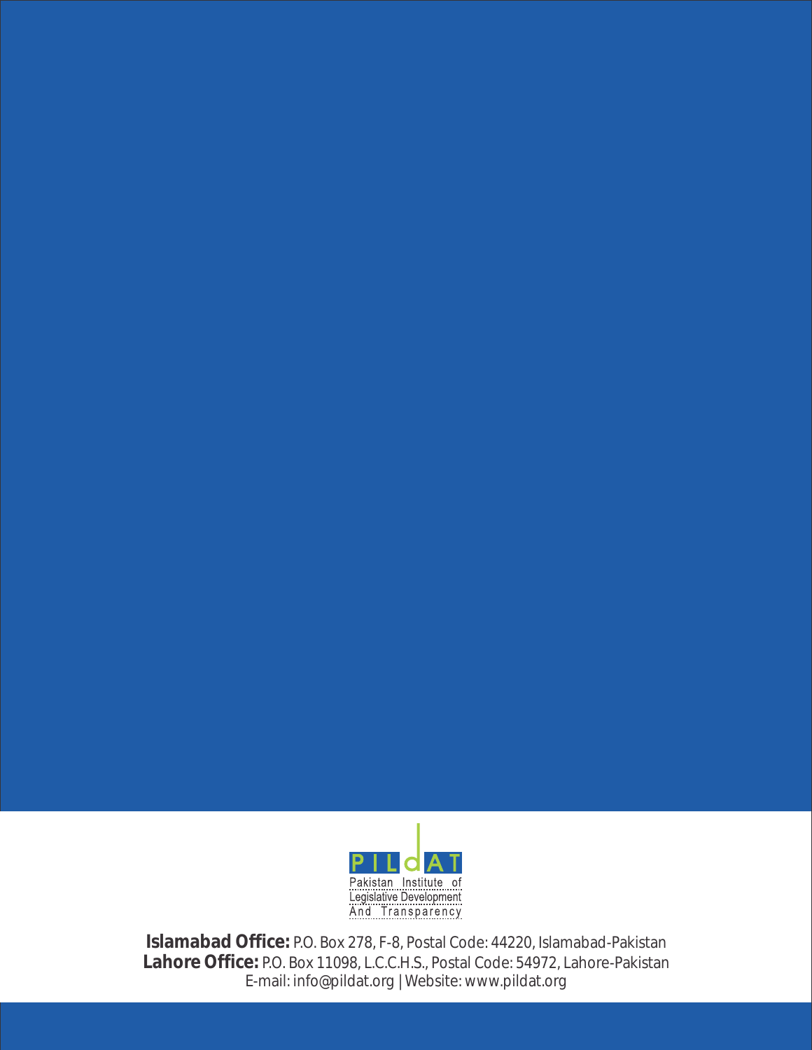PILDAT

Pakistan Institute of Legislative Development And Transparency

**Islamabad Office:** P.O. Box 278, F-8, Postal Code: 44220, Islamabad-Pakistan
**Lahore Office:** P.O. Box 11098, L.C.C.H.S., Postal Code: 54972, Lahore-Pakistan
E-mail: info@pildat.org | Website: www.pildat.org